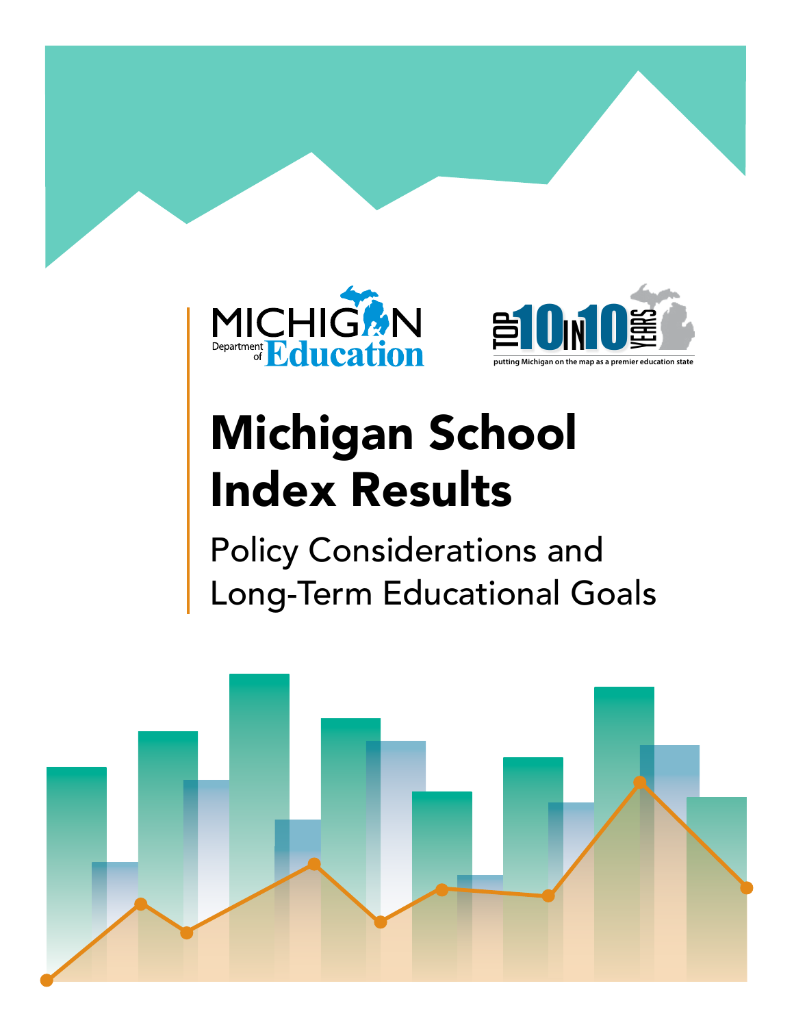MICHIGAN Department of Education

TOP 10 IN 10 YEARS

putting Michigan on the map as a premier education state

# Michigan School Index Results

## Policy Considerations and Long-Term Educational Goals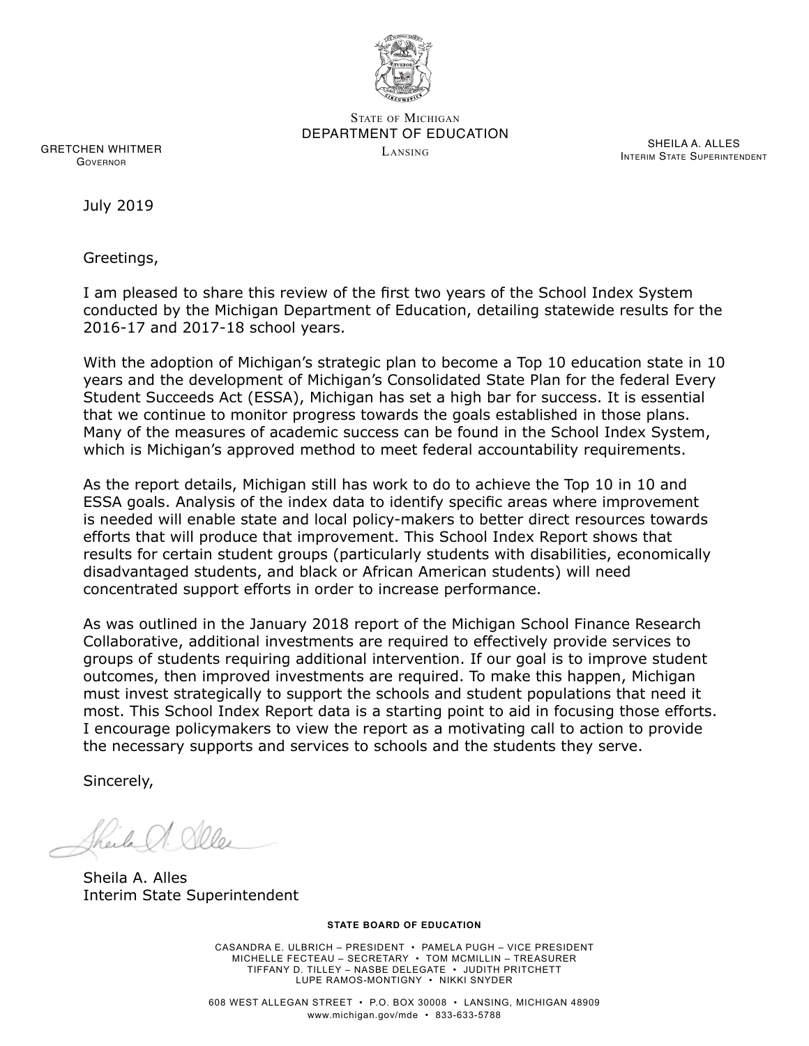STATE OF MICHIGAN
DEPARTMENT OF EDUCATION
LANSING

GRETCHEN WHITMER
GOVERNOR

SHEILA A. ALLES
INTERIM STATE SUPERINTENDENT

July 2019

Greetings,

I am pleased to share this review of the first two years of the School Index System conducted by the Michigan Department of Education, detailing statewide results for the 2016-17 and 2017-18 school years.

With the adoption of Michigan's strategic plan to become a Top 10 education state in 10 years and the development of Michigan's Consolidated State Plan for the federal Every Student Succeeds Act (ESSA), Michigan has set a high bar for success. It is essential that we continue to monitor progress towards the goals established in those plans. Many of the measures of academic success can be found in the School Index System, which is Michigan's approved method to meet federal accountability requirements.

As the report details, Michigan still has work to do to achieve the Top 10 in 10 and ESSA goals. Analysis of the index data to identify specific areas where improvement is needed will enable state and local policy-makers to better direct resources towards efforts that will produce that improvement. This School Index Report shows that results for certain student groups (particularly students with disabilities, economically disadvantaged students, and black or African American students) will need concentrated support efforts in order to increase performance.

As was outlined in the January 2018 report of the Michigan School Finance Research Collaborative, additional investments are required to effectively provide services to groups of students requiring additional intervention. If our goal is to improve student outcomes, then improved investments are required. To make this happen, Michigan must invest strategically to support the schools and student populations that need it most. This School Index Report data is a starting point to aid in focusing those efforts. I encourage policymakers to view the report as a motivating call to action to provide the necessary supports and services to schools and the students they serve.

Sincerely,

Sheila A. Alles
Interim State Superintendent

**STATE BOARD OF EDUCATION**

CASANDRA E. ULBRICH – PRESIDENT • PAMELA PUGH – VICE PRESIDENT
MICHELLE FECTEAU – SECRETARY • TOM MCMILLIN – TREASURER
TIFFANY D. TILLEY – NASBE DELEGATE • JUDITH PRITCHETT
LUPE RAMOS-MONTIGNY • NIKKI SNYDER

608 WEST ALLEGAN STREET • P.O. BOX 30008 • LANSING, MICHIGAN 48909
www.michigan.gov/mde • 833-633-5788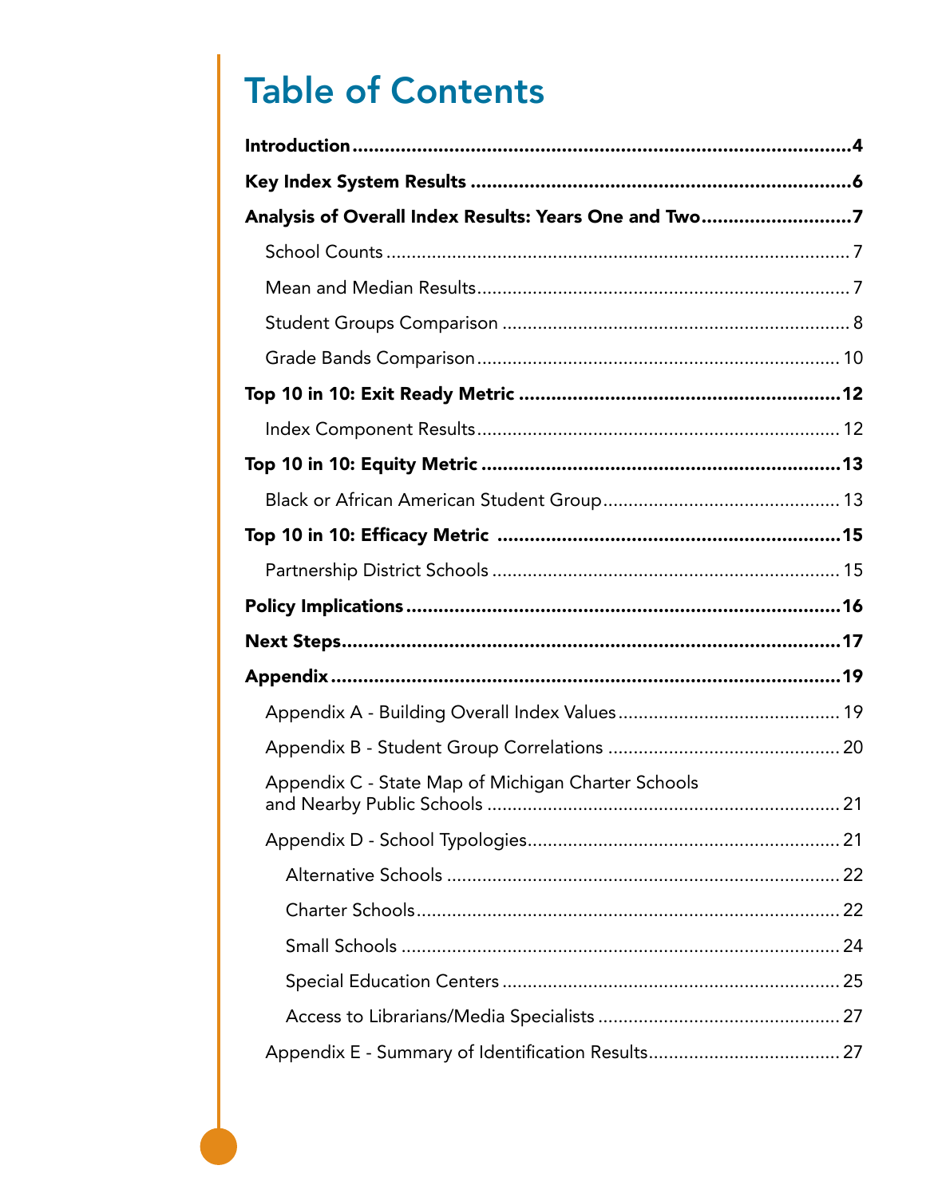# Table of Contents

**Introduction** .......... **4**

**Key Index System Results** .......... **6**

**Analysis of Overall Index Results: Years One and Two** .......... **7**

- School Counts .......... 7
- Mean and Median Results .......... 7
- Student Groups Comparison .......... 8
- Grade Bands Comparison .......... 10

**Top 10 in 10: Exit Ready Metric** .......... **12**

- Index Component Results .......... 12

**Top 10 in 10: Equity Metric** .......... **13**

- Black or African American Student Group .......... 13

**Top 10 in 10: Efficacy Metric** .......... **15**

- Partnership District Schools .......... 15

**Policy Implications** .......... **16**

**Next Steps** .......... **17**

**Appendix** .......... **19**

- Appendix A - Building Overall Index Values .......... 19
- Appendix B - Student Group Correlations .......... 20
- Appendix C - State Map of Michigan Charter Schools and Nearby Public Schools .......... 21
- Appendix D - School Typologies .......... 21
  - Alternative Schools .......... 22
  - Charter Schools .......... 22
  - Small Schools .......... 24
  - Special Education Centers .......... 25
  - Access to Librarians/Media Specialists .......... 27
- Appendix E - Summary of Identification Results .......... 27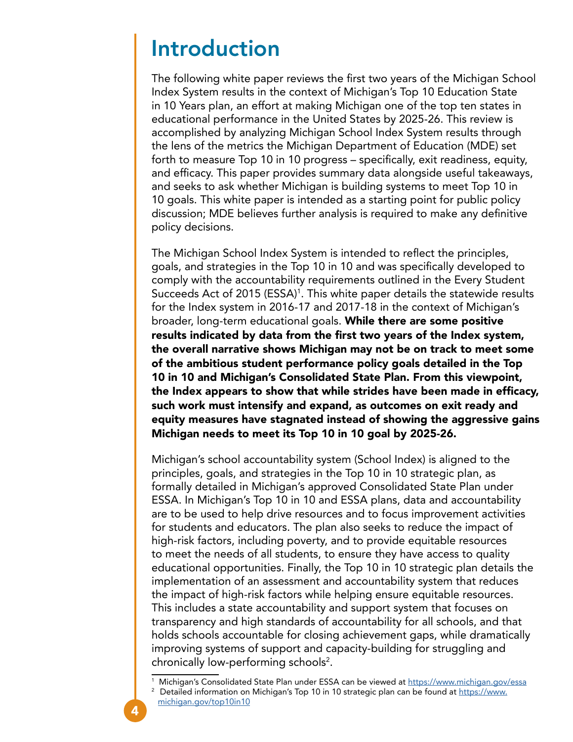# Introduction

The following white paper reviews the first two years of the Michigan School Index System results in the context of Michigan's Top 10 Education State in 10 Years plan, an effort at making Michigan one of the top ten states in educational performance in the United States by 2025-26. This review is accomplished by analyzing Michigan School Index System results through the lens of the metrics the Michigan Department of Education (MDE) set forth to measure Top 10 in 10 progress – specifically, exit readiness, equity, and efficacy. This paper provides summary data alongside useful takeaways, and seeks to ask whether Michigan is building systems to meet Top 10 in 10 goals. This white paper is intended as a starting point for public policy discussion; MDE believes further analysis is required to make any definitive policy decisions.

The Michigan School Index System is intended to reflect the principles, goals, and strategies in the Top 10 in 10 and was specifically developed to comply with the accountability requirements outlined in the Every Student Succeeds Act of 2015 (ESSA)[1]. This white paper details the statewide results for the Index system in 2016-17 and 2017-18 in the context of Michigan's broader, long-term educational goals. **While there are some positive results indicated by data from the first two years of the Index system, the overall narrative shows Michigan may not be on track to meet some of the ambitious student performance policy goals detailed in the Top 10 in 10 and Michigan's Consolidated State Plan. From this viewpoint, the Index appears to show that while strides have been made in efficacy, such work must intensify and expand, as outcomes on exit ready and equity measures have stagnated instead of showing the aggressive gains Michigan needs to meet its Top 10 in 10 goal by 2025-26.**

Michigan's school accountability system (School Index) is aligned to the principles, goals, and strategies in the Top 10 in 10 strategic plan, as formally detailed in Michigan's approved Consolidated State Plan under ESSA. In Michigan's Top 10 in 10 and ESSA plans, data and accountability are to be used to help drive resources and to focus improvement activities for students and educators. The plan also seeks to reduce the impact of high-risk factors, including poverty, and to provide equitable resources to meet the needs of all students, to ensure they have access to quality educational opportunities. Finally, the Top 10 in 10 strategic plan details the implementation of an assessment and accountability system that reduces the impact of high-risk factors while helping ensure equitable resources. This includes a state accountability and support system that focuses on transparency and high standards of accountability for all schools, and that holds schools accountable for closing achievement gaps, while dramatically improving systems of support and capacity-building for struggling and chronically low-performing schools[2].

---

[1] Michigan's Consolidated State Plan under ESSA can be viewed at https://www.michigan.gov/essa

[2] Detailed information on Michigan's Top 10 in 10 strategic plan can be found at https://www.michigan.gov/top10in10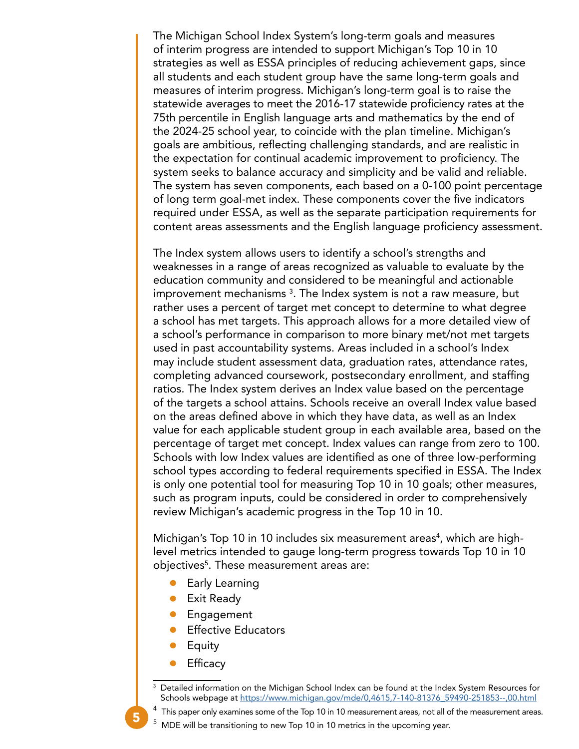The Michigan School Index System's long-term goals and measures of interim progress are intended to support Michigan's Top 10 in 10 strategies as well as ESSA principles of reducing achievement gaps, since all students and each student group have the same long-term goals and measures of interim progress. Michigan's long-term goal is to raise the statewide averages to meet the 2016-17 statewide proficiency rates at the 75th percentile in English language arts and mathematics by the end of the 2024-25 school year, to coincide with the plan timeline. Michigan's goals are ambitious, reflecting challenging standards, and are realistic in the expectation for continual academic improvement to proficiency. The system seeks to balance accuracy and simplicity and be valid and reliable. The system has seven components, each based on a 0-100 point percentage of long term goal-met index. These components cover the five indicators required under ESSA, as well as the separate participation requirements for content areas assessments and the English language proficiency assessment.

The Index system allows users to identify a school's strengths and weaknesses in a range of areas recognized as valuable to evaluate by the education community and considered to be meaningful and actionable improvement mechanisms [3]. The Index system is not a raw measure, but rather uses a percent of target met concept to determine to what degree a school has met targets. This approach allows for a more detailed view of a school's performance in comparison to more binary met/not met targets used in past accountability systems. Areas included in a school's Index may include student assessment data, graduation rates, attendance rates, completing advanced coursework, postsecondary enrollment, and staffing ratios. The Index system derives an Index value based on the percentage of the targets a school attains. Schools receive an overall Index value based on the areas defined above in which they have data, as well as an Index value for each applicable student group in each available area, based on the percentage of target met concept. Index values can range from zero to 100. Schools with low Index values are identified as one of three low-performing school types according to federal requirements specified in ESSA. The Index is only one potential tool for measuring Top 10 in 10 goals; other measures, such as program inputs, could be considered in order to comprehensively review Michigan's academic progress in the Top 10 in 10.

Michigan's Top 10 in 10 includes six measurement areas[4], which are high-level metrics intended to gauge long-term progress towards Top 10 in 10 objectives[5]. These measurement areas are:

- Early Learning
- Exit Ready
- Engagement
- Effective Educators
- Equity
- Efficacy

---

[3] Detailed information on the Michigan School Index can be found at the Index System Resources for Schools webpage at https://www.michigan.gov/mde/0,4615,7-140-81376_59490-251853--,00.html

[4] This paper only examines some of the Top 10 in 10 measurement areas, not all of the measurement areas.

[5] MDE will be transitioning to new Top 10 in 10 metrics in the upcoming year.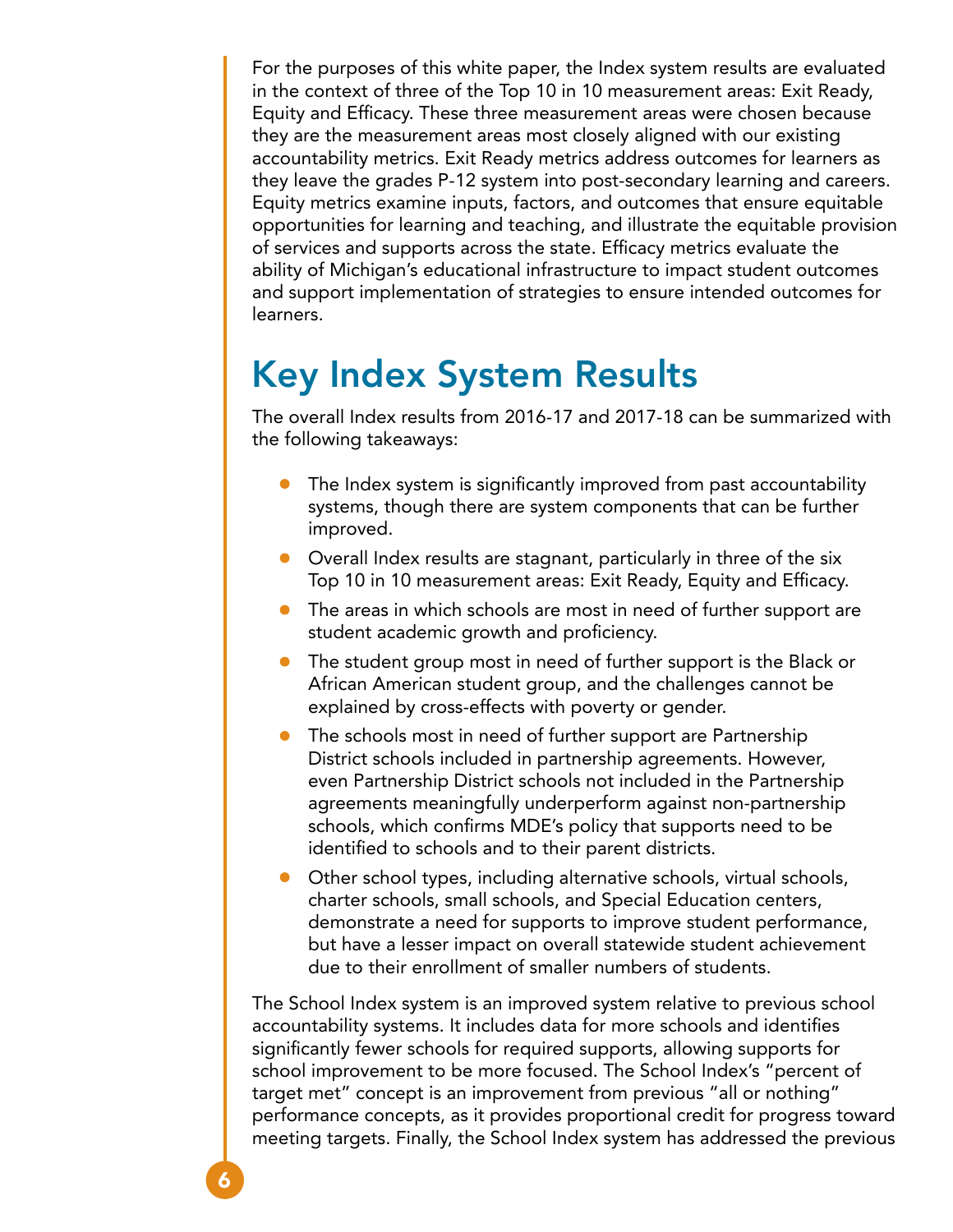For the purposes of this white paper, the Index system results are evaluated in the context of three of the Top 10 in 10 measurement areas: Exit Ready, Equity and Efficacy. These three measurement areas were chosen because they are the measurement areas most closely aligned with our existing accountability metrics. Exit Ready metrics address outcomes for learners as they leave the grades P-12 system into post-secondary learning and careers. Equity metrics examine inputs, factors, and outcomes that ensure equitable opportunities for learning and teaching, and illustrate the equitable provision of services and supports across the state. Efficacy metrics evaluate the ability of Michigan's educational infrastructure to impact student outcomes and support implementation of strategies to ensure intended outcomes for learners.

## Key Index System Results

The overall Index results from 2016-17 and 2017-18 can be summarized with the following takeaways:

- The Index system is significantly improved from past accountability systems, though there are system components that can be further improved.
- Overall Index results are stagnant, particularly in three of the six Top 10 in 10 measurement areas: Exit Ready, Equity and Efficacy.
- The areas in which schools are most in need of further support are student academic growth and proficiency.
- The student group most in need of further support is the Black or African American student group, and the challenges cannot be explained by cross-effects with poverty or gender.
- The schools most in need of further support are Partnership District schools included in partnership agreements. However, even Partnership District schools not included in the Partnership agreements meaningfully underperform against non-partnership schools, which confirms MDE's policy that supports need to be identified to schools and to their parent districts.
- Other school types, including alternative schools, virtual schools, charter schools, small schools, and Special Education centers, demonstrate a need for supports to improve student performance, but have a lesser impact on overall statewide student achievement due to their enrollment of smaller numbers of students.

The School Index system is an improved system relative to previous school accountability systems. It includes data for more schools and identifies significantly fewer schools for required supports, allowing supports for school improvement to be more focused. The School Index's "percent of target met" concept is an improvement from previous "all or nothing" performance concepts, as it provides proportional credit for progress toward meeting targets. Finally, the School Index system has addressed the previous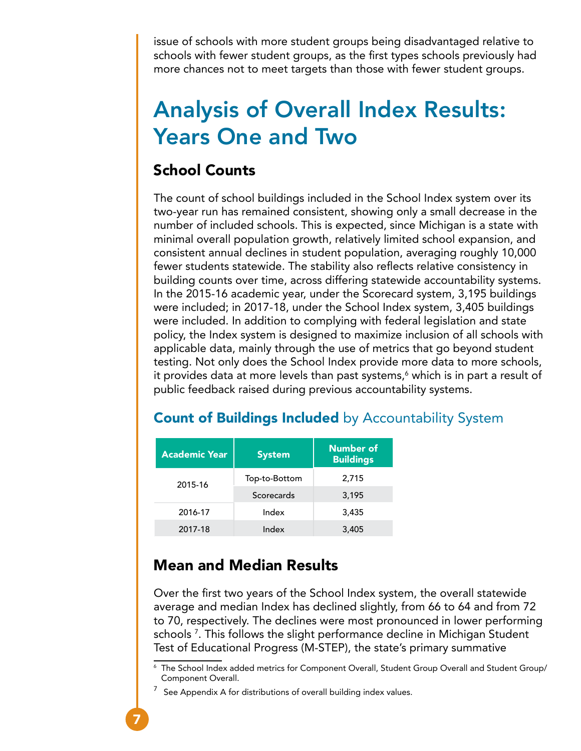issue of schools with more student groups being disadvantaged relative to schools with fewer student groups, as the first types schools previously had more chances not to meet targets than those with fewer student groups.

# Analysis of Overall Index Results: Years One and Two

## School Counts

The count of school buildings included in the School Index system over its two-year run has remained consistent, showing only a small decrease in the number of included schools. This is expected, since Michigan is a state with minimal overall population growth, relatively limited school expansion, and consistent annual declines in student population, averaging roughly 10,000 fewer students statewide. The stability also reflects relative consistency in building counts over time, across differing statewide accountability systems. In the 2015-16 academic year, under the Scorecard system, 3,195 buildings were included; in 2017-18, under the School Index system, 3,405 buildings were included. In addition to complying with federal legislation and state policy, the Index system is designed to maximize inclusion of all schools with applicable data, mainly through the use of metrics that go beyond student testing. Not only does the School Index provide more data to more schools, it provides data at more levels than past systems,[6] which is in part a result of public feedback raised during previous accountability systems.

### **Count of Buildings Included** by Accountability System

| Academic Year | System | Number of Buildings |
|---|---|---|
| 2015-16 | Top-to-Bottom | 2,715 |
| | Scorecards | 3,195 |
| 2016-17 | Index | 3,435 |
| 2017-18 | Index | 3,405 |

## Mean and Median Results

Over the first two years of the School Index system, the overall statewide average and median Index has declined slightly, from 66 to 64 and from 72 to 70, respectively. The declines were most pronounced in lower performing schools [7]. This follows the slight performance decline in Michigan Student Test of Educational Progress (M-STEP), the state's primary summative

[6] The School Index added metrics for Component Overall, Student Group Overall and Student Group/Component Overall.

[7] See Appendix A for distributions of overall building index values.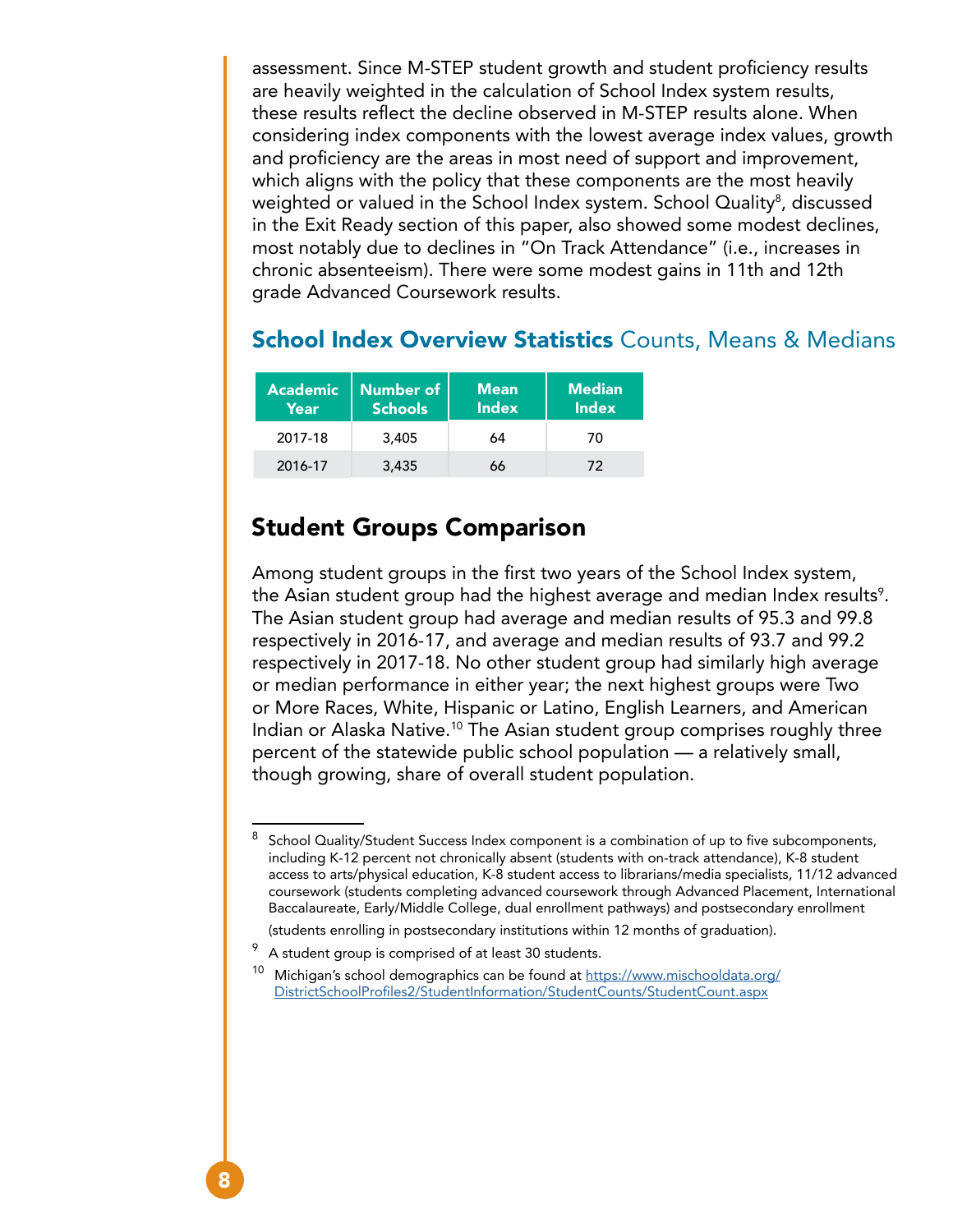assessment. Since M-STEP student growth and student proficiency results are heavily weighted in the calculation of School Index system results, these results reflect the decline observed in M-STEP results alone. When considering index components with the lowest average index values, growth and proficiency are the areas in most need of support and improvement, which aligns with the policy that these components are the most heavily weighted or valued in the School Index system. School Quality[8], discussed in the Exit Ready section of this paper, also showed some modest declines, most notably due to declines in "On Track Attendance" (i.e., increases in chronic absenteeism). There were some modest gains in 11th and 12th grade Advanced Coursework results.

### **School Index Overview Statistics** Counts, Means & Medians

| Academic Year | Number of Schools | Mean Index | Median Index |
|---|---|---|---|
| 2017-18 | 3,405 | 64 | 70 |
| 2016-17 | 3,435 | 66 | 72 |

## Student Groups Comparison

Among student groups in the first two years of the School Index system, the Asian student group had the highest average and median Index results[9]. The Asian student group had average and median results of 95.3 and 99.8 respectively in 2016-17, and average and median results of 93.7 and 99.2 respectively in 2017-18. No other student group had similarly high average or median performance in either year; the next highest groups were Two or More Races, White, Hispanic or Latino, English Learners, and American Indian or Alaska Native.[10] The Asian student group comprises roughly three percent of the statewide public school population — a relatively small, though growing, share of overall student population.

---

[8] School Quality/Student Success Index component is a combination of up to five subcomponents, including K-12 percent not chronically absent (students with on-track attendance), K-8 student access to arts/physical education, K-8 student access to librarians/media specialists, 11/12 advanced coursework (students completing advanced coursework through Advanced Placement, International Baccalaureate, Early/Middle College, dual enrollment pathways) and postsecondary enrollment (students enrolling in postsecondary institutions within 12 months of graduation).

[9] A student group is comprised of at least 30 students.

[10] Michigan's school demographics can be found at https://www.mischooldata.org/DistrictSchoolProfiles2/StudentInformation/StudentCounts/StudentCount.aspx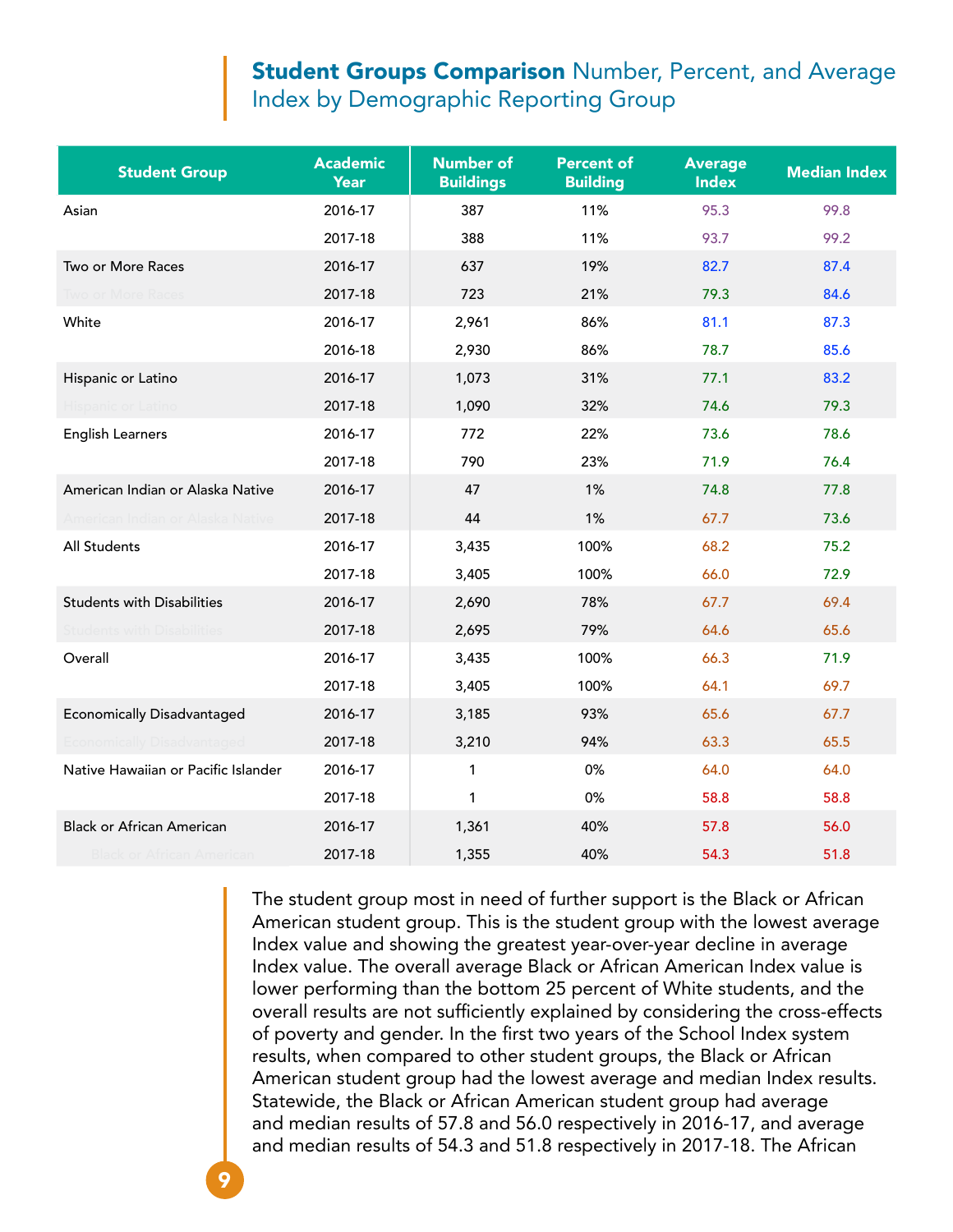## **Student Groups Comparison** Number, Percent, and Average Index by Demographic Reporting Group

| Student Group | Academic Year | Number of Buildings | Percent of Building | Average Index | Median Index |
|---|---|---|---|---|---|
| Asian | 2016-17 | 387 | 11% | 95.3 | 99.8 |
| | 2017-18 | 388 | 11% | 93.7 | 99.2 |
| Two or More Races | 2016-17 | 637 | 19% | 82.7 | 87.4 |
| Two or More Races | 2017-18 | 723 | 21% | 79.3 | 84.6 |
| White | 2016-17 | 2,961 | 86% | 81.1 | 87.3 |
| | 2016-18 | 2,930 | 86% | 78.7 | 85.6 |
| Hispanic or Latino | 2016-17 | 1,073 | 31% | 77.1 | 83.2 |
| Hispanic or Latino | 2017-18 | 1,090 | 32% | 74.6 | 79.3 |
| English Learners | 2016-17 | 772 | 22% | 73.6 | 78.6 |
| | 2017-18 | 790 | 23% | 71.9 | 76.4 |
| American Indian or Alaska Native | 2016-17 | 47 | 1% | 74.8 | 77.8 |
| American Indian or Alaska Native | 2017-18 | 44 | 1% | 67.7 | 73.6 |
| All Students | 2016-17 | 3,435 | 100% | 68.2 | 75.2 |
| | 2017-18 | 3,405 | 100% | 66.0 | 72.9 |
| Students with Disabilities | 2016-17 | 2,690 | 78% | 67.7 | 69.4 |
| Students with Disabilities | 2017-18 | 2,695 | 79% | 64.6 | 65.6 |
| Overall | 2016-17 | 3,435 | 100% | 66.3 | 71.9 |
| | 2017-18 | 3,405 | 100% | 64.1 | 69.7 |
| Economically Disadvantaged | 2016-17 | 3,185 | 93% | 65.6 | 67.7 |
| Economically Disadvantaged | 2017-18 | 3,210 | 94% | 63.3 | 65.5 |
| Native Hawaiian or Pacific Islander | 2016-17 | 1 | 0% | 64.0 | 64.0 |
| | 2017-18 | 1 | 0% | 58.8 | 58.8 |
| Black or African American | 2016-17 | 1,361 | 40% | 57.8 | 56.0 |
| Black or African American | 2017-18 | 1,355 | 40% | 54.3 | 51.8 |

The student group most in need of further support is the Black or African American student group. This is the student group with the lowest average Index value and showing the greatest year-over-year decline in average Index value. The overall average Black or African American Index value is lower performing than the bottom 25 percent of White students, and the overall results are not sufficiently explained by considering the cross-effects of poverty and gender. In the first two years of the School Index system results, when compared to other student groups, the Black or African American student group had the lowest average and median Index results. Statewide, the Black or African American student group had average and median results of 57.8 and 56.0 respectively in 2016-17, and average and median results of 54.3 and 51.8 respectively in 2017-18. The African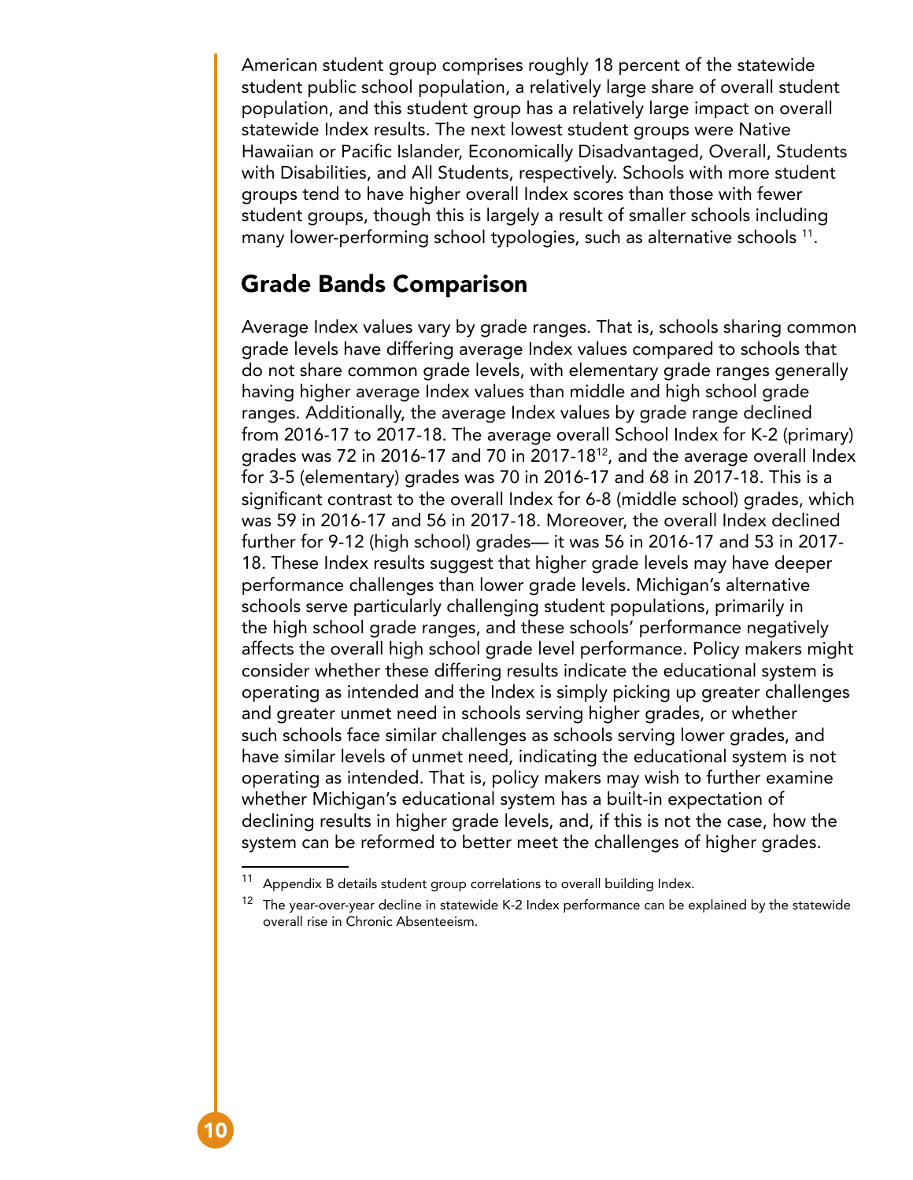American student group comprises roughly 18 percent of the statewide student public school population, a relatively large share of overall student population, and this student group has a relatively large impact on overall statewide Index results. The next lowest student groups were Native Hawaiian or Pacific Islander, Economically Disadvantaged, Overall, Students with Disabilities, and All Students, respectively. Schools with more student groups tend to have higher overall Index scores than those with fewer student groups, though this is largely a result of smaller schools including many lower-performing school typologies, such as alternative schools [11].

## Grade Bands Comparison

Average Index values vary by grade ranges. That is, schools sharing common grade levels have differing average Index values compared to schools that do not share common grade levels, with elementary grade ranges generally having higher average Index values than middle and high school grade ranges. Additionally, the average Index values by grade range declined from 2016-17 to 2017-18. The average overall School Index for K-2 (primary) grades was 72 in 2016-17 and 70 in 2017-18[12], and the average overall Index for 3-5 (elementary) grades was 70 in 2016-17 and 68 in 2017-18. This is a significant contrast to the overall Index for 6-8 (middle school) grades, which was 59 in 2016-17 and 56 in 2017-18. Moreover, the overall Index declined further for 9-12 (high school) grades— it was 56 in 2016-17 and 53 in 2017-18. These Index results suggest that higher grade levels may have deeper performance challenges than lower grade levels. Michigan's alternative schools serve particularly challenging student populations, primarily in the high school grade ranges, and these schools' performance negatively affects the overall high school grade level performance. Policy makers might consider whether these differing results indicate the educational system is operating as intended and the Index is simply picking up greater challenges and greater unmet need in schools serving higher grades, or whether such schools face similar challenges as schools serving lower grades, and have similar levels of unmet need, indicating the educational system is not operating as intended. That is, policy makers may wish to further examine whether Michigan's educational system has a built-in expectation of declining results in higher grade levels, and, if this is not the case, how the system can be reformed to better meet the challenges of higher grades.

---

[11] Appendix B details student group correlations to overall building Index.

[12] The year-over-year decline in statewide K-2 Index performance can be explained by the statewide overall rise in Chronic Absenteeism.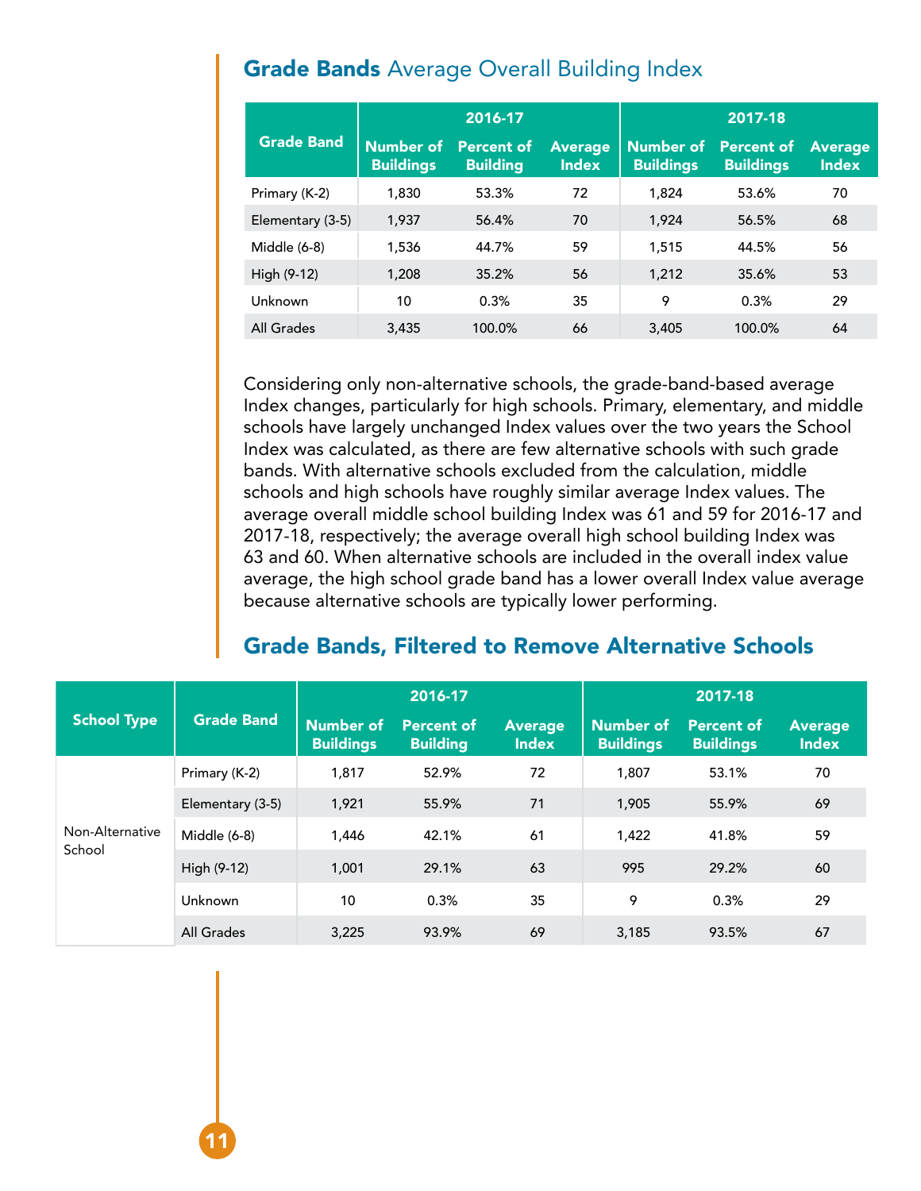## **Grade Bands** Average Overall Building Index

| Grade Band | 2016-17 | | | 2017-18 | | |
|---|---|---|---|---|---|---|
| | Number of Buildings | Percent of Building | Average Index | Number of Buildings | Percent of Buildings | Average Index |
| Primary (K-2) | 1,830 | 53.3% | 72 | 1,824 | 53.6% | 70 |
| Elementary (3-5) | 1,937 | 56.4% | 70 | 1,924 | 56.5% | 68 |
| Middle (6-8) | 1,536 | 44.7% | 59 | 1,515 | 44.5% | 56 |
| High (9-12) | 1,208 | 35.2% | 56 | 1,212 | 35.6% | 53 |
| Unknown | 10 | 0.3% | 35 | 9 | 0.3% | 29 |
| All Grades | 3,435 | 100.0% | 66 | 3,405 | 100.0% | 64 |

Considering only non-alternative schools, the grade-band-based average Index changes, particularly for high schools. Primary, elementary, and middle schools have largely unchanged Index values over the two years the School Index was calculated, as there are few alternative schools with such grade bands. With alternative schools excluded from the calculation, middle schools and high schools have roughly similar average Index values. The average overall middle school building Index was 61 and 59 for 2016-17 and 2017-18, respectively; the average overall high school building Index was 63 and 60. When alternative schools are included in the overall index value average, the high school grade band has a lower overall Index value average because alternative schools are typically lower performing.

## **Grade Bands, Filtered to Remove Alternative Schools**

| School Type | Grade Band | 2016-17 | | | 2017-18 | | |
|---|---|---|---|---|---|---|---|
| | | Number of Buildings | Percent of Building | Average Index | Number of Buildings | Percent of Buildings | Average Index |
| Non-Alternative School | Primary (K-2) | 1,817 | 52.9% | 72 | 1,807 | 53.1% | 70 |
| | Elementary (3-5) | 1,921 | 55.9% | 71 | 1,905 | 55.9% | 69 |
| | Middle (6-8) | 1,446 | 42.1% | 61 | 1,422 | 41.8% | 59 |
| | High (9-12) | 1,001 | 29.1% | 63 | 995 | 29.2% | 60 |
| | Unknown | 10 | 0.3% | 35 | 9 | 0.3% | 29 |
| | All Grades | 3,225 | 93.9% | 69 | 3,185 | 93.5% | 67 |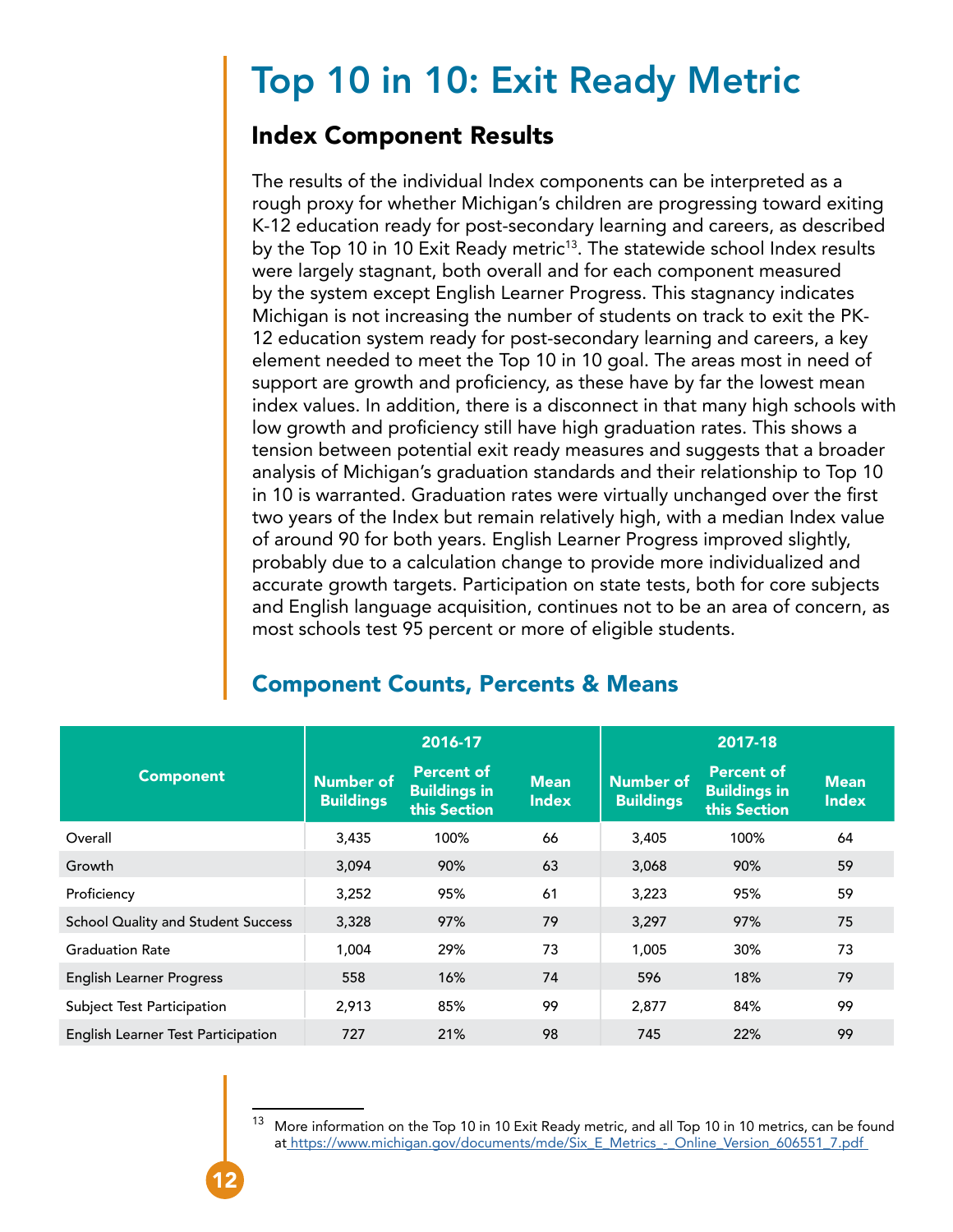# Top 10 in 10: Exit Ready Metric

## Index Component Results

The results of the individual Index components can be interpreted as a rough proxy for whether Michigan's children are progressing toward exiting K-12 education ready for post-secondary learning and careers, as described by the Top 10 in 10 Exit Ready metric[13]. The statewide school Index results were largely stagnant, both overall and for each component measured by the system except English Learner Progress. This stagnancy indicates Michigan is not increasing the number of students on track to exit the PK-12 education system ready for post-secondary learning and careers, a key element needed to meet the Top 10 in 10 goal. The areas most in need of support are growth and proficiency, as these have by far the lowest mean index values. In addition, there is a disconnect in that many high schools with low growth and proficiency still have high graduation rates. This shows a tension between potential exit ready measures and suggests that a broader analysis of Michigan's graduation standards and their relationship to Top 10 in 10 is warranted. Graduation rates were virtually unchanged over the first two years of the Index but remain relatively high, with a median Index value of around 90 for both years. English Learner Progress improved slightly, probably due to a calculation change to provide more individualized and accurate growth targets. Participation on state tests, both for core subjects and English language acquisition, continues not to be an area of concern, as most schools test 95 percent or more of eligible students.

## Component Counts, Percents & Means

| Component | 2016-17 | | | 2017-18 | | |
|---|---|---|---|---|---|---|
| | Number of Buildings | Percent of Buildings in this Section | Mean Index | Number of Buildings | Percent of Buildings in this Section | Mean Index |
| Overall | 3,435 | 100% | 66 | 3,405 | 100% | 64 |
| Growth | 3,094 | 90% | 63 | 3,068 | 90% | 59 |
| Proficiency | 3,252 | 95% | 61 | 3,223 | 95% | 59 |
| School Quality and Student Success | 3,328 | 97% | 79 | 3,297 | 97% | 75 |
| Graduation Rate | 1,004 | 29% | 73 | 1,005 | 30% | 73 |
| English Learner Progress | 558 | 16% | 74 | 596 | 18% | 79 |
| Subject Test Participation | 2,913 | 85% | 99 | 2,877 | 84% | 99 |
| English Learner Test Participation | 727 | 21% | 98 | 745 | 22% | 99 |

[13] More information on the Top 10 in 10 Exit Ready metric, and all Top 10 in 10 metrics, can be found at https://www.michigan.gov/documents/mde/Six_E_Metrics_-_Online_Version_606551_7.pdf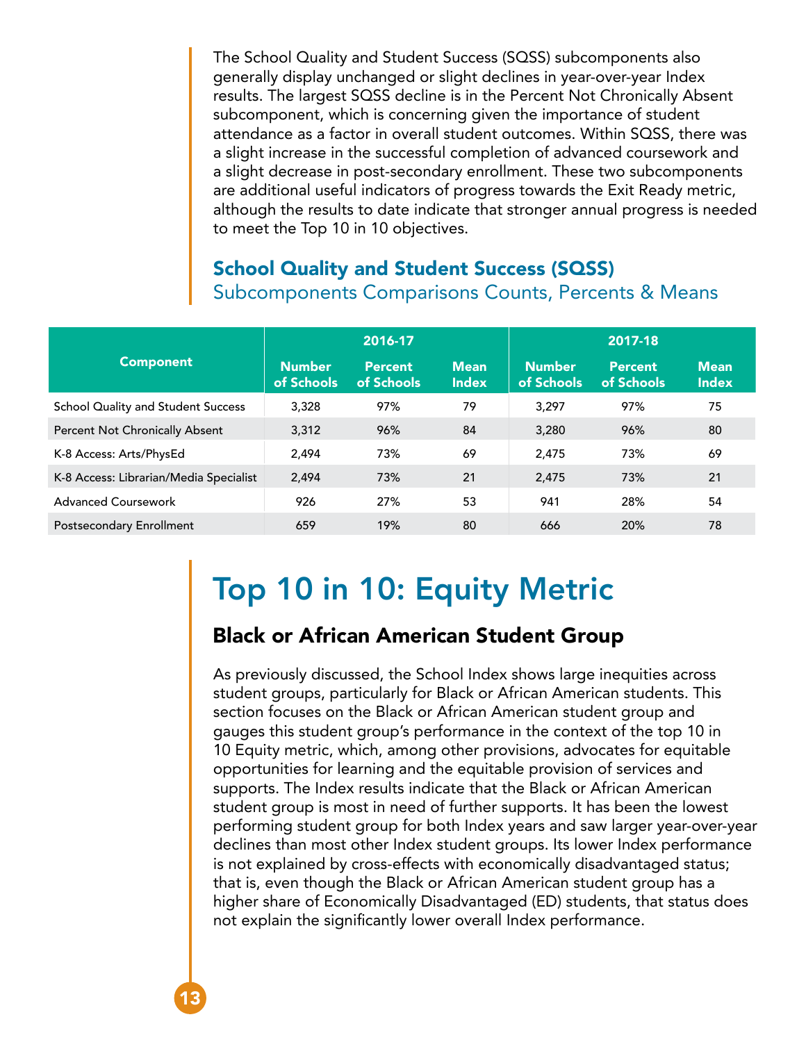The School Quality and Student Success (SQSS) subcomponents also generally display unchanged or slight declines in year-over-year Index results. The largest SQSS decline is in the Percent Not Chronically Absent subcomponent, which is concerning given the importance of student attendance as a factor in overall student outcomes. Within SQSS, there was a slight increase in the successful completion of advanced coursework and a slight decrease in post-secondary enrollment. These two subcomponents are additional useful indicators of progress towards the Exit Ready metric, although the results to date indicate that stronger annual progress is needed to meet the Top 10 in 10 objectives.

### School Quality and Student Success (SQSS)

Subcomponents Comparisons Counts, Percents & Means

| Component | 2016-17 | | | 2017-18 | | |
|---|---|---|---|---|---|---|
| | Number of Schools | Percent of Schools | Mean Index | Number of Schools | Percent of Schools | Mean Index |
| School Quality and Student Success | 3,328 | 97% | 79 | 3,297 | 97% | 75 |
| Percent Not Chronically Absent | 3,312 | 96% | 84 | 3,280 | 96% | 80 |
| K-8 Access: Arts/PhysEd | 2,494 | 73% | 69 | 2,475 | 73% | 69 |
| K-8 Access: Librarian/Media Specialist | 2,494 | 73% | 21 | 2,475 | 73% | 21 |
| Advanced Coursework | 926 | 27% | 53 | 941 | 28% | 54 |
| Postsecondary Enrollment | 659 | 19% | 80 | 666 | 20% | 78 |

# Top 10 in 10: Equity Metric

## Black or African American Student Group

As previously discussed, the School Index shows large inequities across student groups, particularly for Black or African American students. This section focuses on the Black or African American student group and gauges this student group's performance in the context of the top 10 in 10 Equity metric, which, among other provisions, advocates for equitable opportunities for learning and the equitable provision of services and supports. The Index results indicate that the Black or African American student group is most in need of further supports. It has been the lowest performing student group for both Index years and saw larger year-over-year declines than most other Index student groups. Its lower Index performance is not explained by cross-effects with economically disadvantaged status; that is, even though the Black or African American student group has a higher share of Economically Disadvantaged (ED) students, that status does not explain the significantly lower overall Index performance.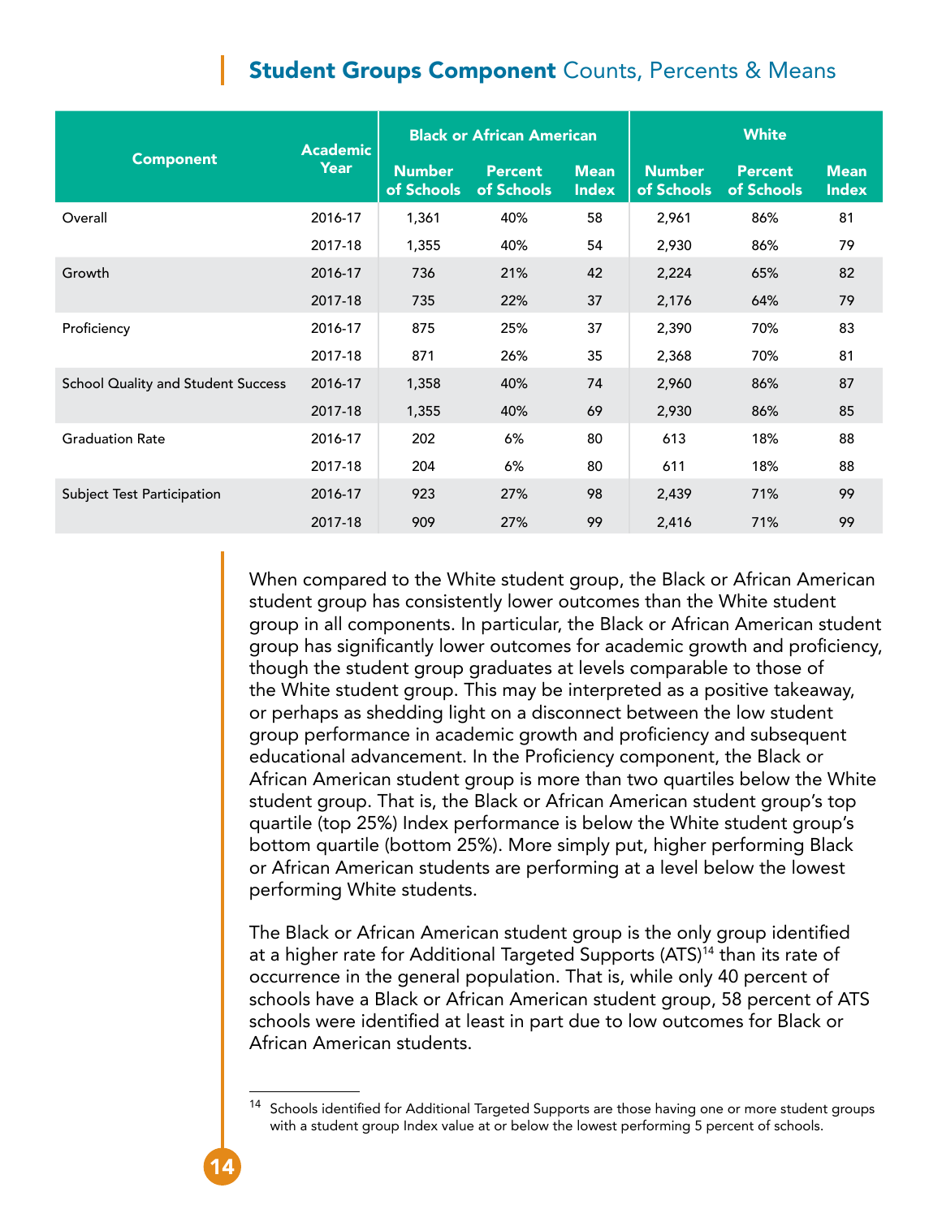## **Student Groups Component** Counts, Percents & Means

| Component | Academic Year | Black or African American | | | White | | |
|---|---|---|---|---|---|---|---|
| | | Number of Schools | Percent of Schools | Mean Index | Number of Schools | Percent of Schools | Mean Index |
| Overall | 2016-17 | 1,361 | 40% | 58 | 2,961 | 86% | 81 |
| | 2017-18 | 1,355 | 40% | 54 | 2,930 | 86% | 79 |
| Growth | 2016-17 | 736 | 21% | 42 | 2,224 | 65% | 82 |
| | 2017-18 | 735 | 22% | 37 | 2,176 | 64% | 79 |
| Proficiency | 2016-17 | 875 | 25% | 37 | 2,390 | 70% | 83 |
| | 2017-18 | 871 | 26% | 35 | 2,368 | 70% | 81 |
| School Quality and Student Success | 2016-17 | 1,358 | 40% | 74 | 2,960 | 86% | 87 |
| | 2017-18 | 1,355 | 40% | 69 | 2,930 | 86% | 85 |
| Graduation Rate | 2016-17 | 202 | 6% | 80 | 613 | 18% | 88 |
| | 2017-18 | 204 | 6% | 80 | 611 | 18% | 88 |
| Subject Test Participation | 2016-17 | 923 | 27% | 98 | 2,439 | 71% | 99 |
| | 2017-18 | 909 | 27% | 99 | 2,416 | 71% | 99 |

When compared to the White student group, the Black or African American student group has consistently lower outcomes than the White student group in all components. In particular, the Black or African American student group has significantly lower outcomes for academic growth and proficiency, though the student group graduates at levels comparable to those of the White student group. This may be interpreted as a positive takeaway, or perhaps as shedding light on a disconnect between the low student group performance in academic growth and proficiency and subsequent educational advancement. In the Proficiency component, the Black or African American student group is more than two quartiles below the White student group. That is, the Black or African American student group's top quartile (top 25%) Index performance is below the White student group's bottom quartile (bottom 25%). More simply put, higher performing Black or African American students are performing at a level below the lowest performing White students.

The Black or African American student group is the only group identified at a higher rate for Additional Targeted Supports (ATS)[14] than its rate of occurrence in the general population. That is, while only 40 percent of schools have a Black or African American student group, 58 percent of ATS schools were identified at least in part due to low outcomes for Black or African American students.

[14] Schools identified for Additional Targeted Supports are those having one or more student groups with a student group Index value at or below the lowest performing 5 percent of schools.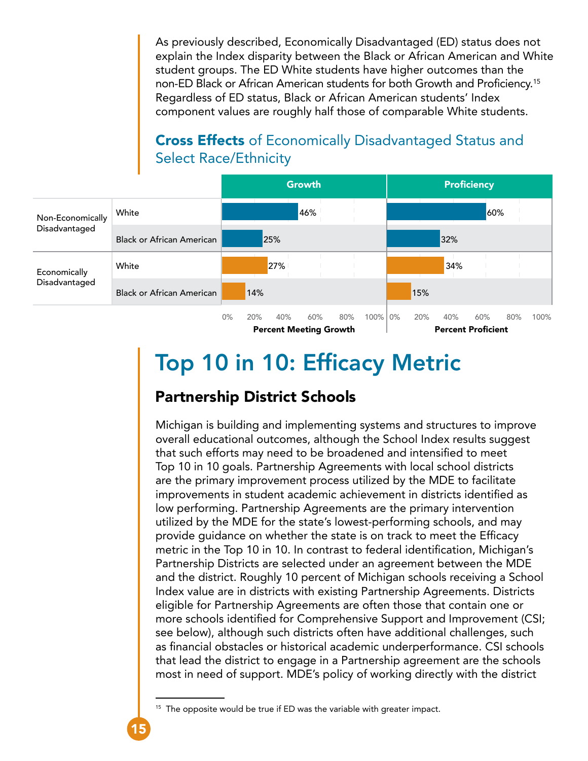As previously described, Economically Disadvantaged (ED) status does not explain the Index disparity between the Black or African American and White student groups. The ED White students have higher outcomes than the non-ED Black or African American students for both Growth and Proficiency.[15] Regardless of ED status, Black or African American students' Index component values are roughly half those of comparable White students.

### **Cross Effects** of Economically Disadvantaged Status and Select Race/Ethnicity

| | | Growth (Percent Meeting Growth) | Proficiency (Percent Proficient) |
|---|---|---|---|
| Non-Economically Disadvantaged | White | 46% | 60% |
| | Black or African American | 25% | 32% |
| Economically Disadvantaged | White | 27% | 34% |
| | Black or African American | 14% | 15% |

# Top 10 in 10: Efficacy Metric

## Partnership District Schools

Michigan is building and implementing systems and structures to improve overall educational outcomes, although the School Index results suggest that such efforts may need to be broadened and intensified to meet Top 10 in 10 goals. Partnership Agreements with local school districts are the primary improvement process utilized by the MDE to facilitate improvements in student academic achievement in districts identified as low performing. Partnership Agreements are the primary intervention utilized by the MDE for the state's lowest-performing schools, and may provide guidance on whether the state is on track to meet the Efficacy metric in the Top 10 in 10. In contrast to federal identification, Michigan's Partnership Districts are selected under an agreement between the MDE and the district. Roughly 10 percent of Michigan schools receiving a School Index value are in districts with existing Partnership Agreements. Districts eligible for Partnership Agreements are often those that contain one or more schools identified for Comprehensive Support and Improvement (CSI; see below), although such districts often have additional challenges, such as financial obstacles or historical academic underperformance. CSI schools that lead the district to engage in a Partnership agreement are the schools most in need of support. MDE's policy of working directly with the district

[15] The opposite would be true if ED was the variable with greater impact.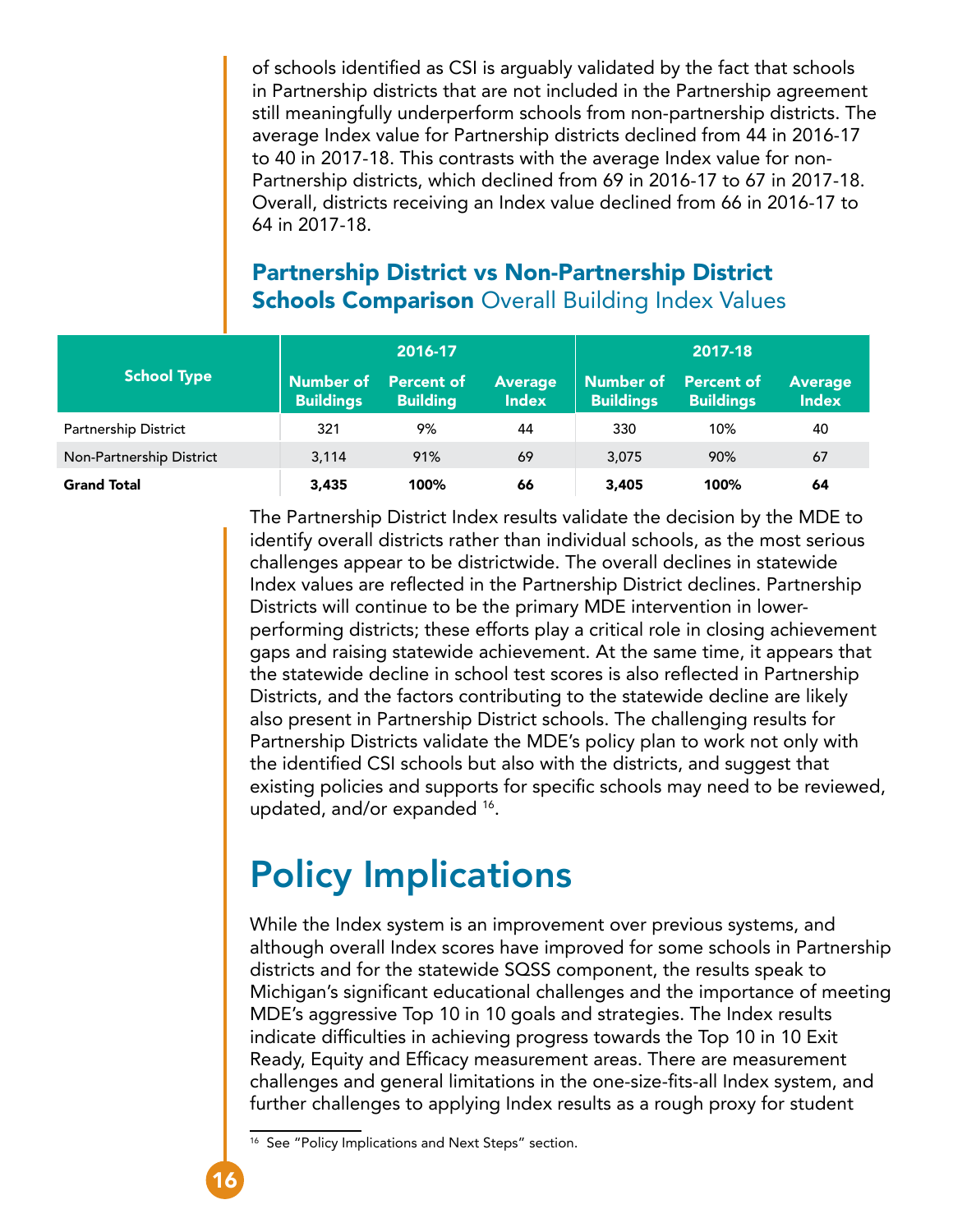of schools identified as CSI is arguably validated by the fact that schools in Partnership districts that are not included in the Partnership agreement still meaningfully underperform schools from non-partnership districts. The average Index value for Partnership districts declined from 44 in 2016-17 to 40 in 2017-18. This contrasts with the average Index value for non-Partnership districts, which declined from 69 in 2016-17 to 67 in 2017-18. Overall, districts receiving an Index value declined from 66 in 2016-17 to 64 in 2017-18.

### **Partnership District vs Non-Partnership District Schools Comparison** Overall Building Index Values

| School Type | 2016-17 | | | 2017-18 | | |
|---|---|---|---|---|---|---|
| | Number of Buildings | Percent of Building | Average Index | Number of Buildings | Percent of Buildings | Average Index |
| Partnership District | 321 | 9% | 44 | 330 | 10% | 40 |
| Non-Partnership District | 3,114 | 91% | 69 | 3,075 | 90% | 67 |
| **Grand Total** | **3,435** | **100%** | **66** | **3,405** | **100%** | **64** |

The Partnership District Index results validate the decision by the MDE to identify overall districts rather than individual schools, as the most serious challenges appear to be districtwide. The overall declines in statewide Index values are reflected in the Partnership District declines. Partnership Districts will continue to be the primary MDE intervention in lower-performing districts; these efforts play a critical role in closing achievement gaps and raising statewide achievement. At the same time, it appears that the statewide decline in school test scores is also reflected in Partnership Districts, and the factors contributing to the statewide decline are likely also present in Partnership District schools. The challenging results for Partnership Districts validate the MDE's policy plan to work not only with the identified CSI schools but also with the districts, and suggest that existing policies and supports for specific schools may need to be reviewed, updated, and/or expanded [16].

# Policy Implications

While the Index system is an improvement over previous systems, and although overall Index scores have improved for some schools in Partnership districts and for the statewide SQSS component, the results speak to Michigan's significant educational challenges and the importance of meeting MDE's aggressive Top 10 in 10 goals and strategies. The Index results indicate difficulties in achieving progress towards the Top 10 in 10 Exit Ready, Equity and Efficacy measurement areas. There are measurement challenges and general limitations in the one-size-fits-all Index system, and further challenges to applying Index results as a rough proxy for student

[16] See "Policy Implications and Next Steps" section.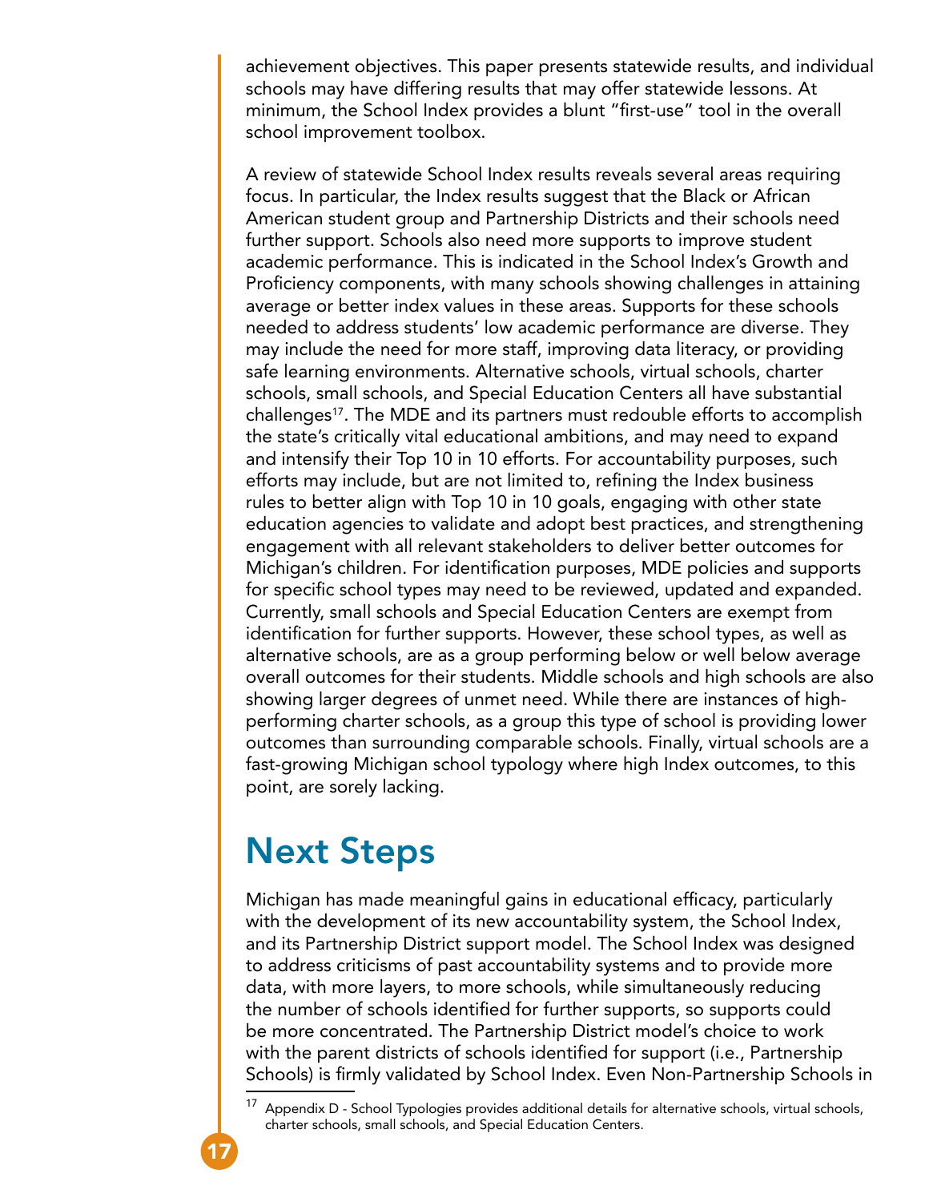achievement objectives. This paper presents statewide results, and individual schools may have differing results that may offer statewide lessons. At minimum, the School Index provides a blunt "first-use" tool in the overall school improvement toolbox.

A review of statewide School Index results reveals several areas requiring focus. In particular, the Index results suggest that the Black or African American student group and Partnership Districts and their schools need further support. Schools also need more supports to improve student academic performance. This is indicated in the School Index's Growth and Proficiency components, with many schools showing challenges in attaining average or better index values in these areas. Supports for these schools needed to address students' low academic performance are diverse. They may include the need for more staff, improving data literacy, or providing safe learning environments. Alternative schools, virtual schools, charter schools, small schools, and Special Education Centers all have substantial challenges[17]. The MDE and its partners must redouble efforts to accomplish the state's critically vital educational ambitions, and may need to expand and intensify their Top 10 in 10 efforts. For accountability purposes, such efforts may include, but are not limited to, refining the Index business rules to better align with Top 10 in 10 goals, engaging with other state education agencies to validate and adopt best practices, and strengthening engagement with all relevant stakeholders to deliver better outcomes for Michigan's children. For identification purposes, MDE policies and supports for specific school types may need to be reviewed, updated and expanded. Currently, small schools and Special Education Centers are exempt from identification for further supports. However, these school types, as well as alternative schools, are as a group performing below or well below average overall outcomes for their students. Middle schools and high schools are also showing larger degrees of unmet need. While there are instances of high-performing charter schools, as a group this type of school is providing lower outcomes than surrounding comparable schools. Finally, virtual schools are a fast-growing Michigan school typology where high Index outcomes, to this point, are sorely lacking.

# Next Steps

Michigan has made meaningful gains in educational efficacy, particularly with the development of its new accountability system, the School Index, and its Partnership District support model. The School Index was designed to address criticisms of past accountability systems and to provide more data, with more layers, to more schools, while simultaneously reducing the number of schools identified for further supports, so supports could be more concentrated. The Partnership District model's choice to work with the parent districts of schools identified for support (i.e., Partnership Schools) is firmly validated by School Index. Even Non-Partnership Schools in

[17] Appendix D - School Typologies provides additional details for alternative schools, virtual schools, charter schools, small schools, and Special Education Centers.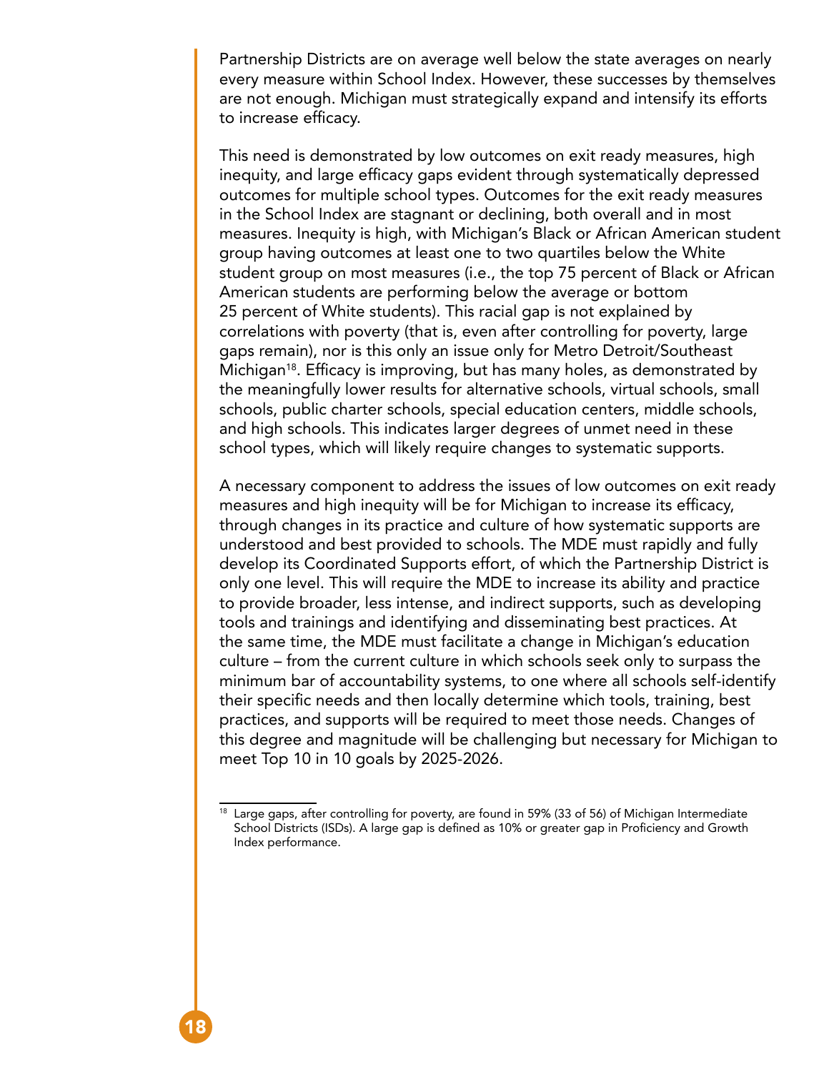Partnership Districts are on average well below the state averages on nearly every measure within School Index. However, these successes by themselves are not enough. Michigan must strategically expand and intensify its efforts to increase efficacy.

This need is demonstrated by low outcomes on exit ready measures, high inequity, and large efficacy gaps evident through systematically depressed outcomes for multiple school types. Outcomes for the exit ready measures in the School Index are stagnant or declining, both overall and in most measures. Inequity is high, with Michigan's Black or African American student group having outcomes at least one to two quartiles below the White student group on most measures (i.e., the top 75 percent of Black or African American students are performing below the average or bottom 25 percent of White students). This racial gap is not explained by correlations with poverty (that is, even after controlling for poverty, large gaps remain), nor is this only an issue only for Metro Detroit/Southeast Michigan[18]. Efficacy is improving, but has many holes, as demonstrated by the meaningfully lower results for alternative schools, virtual schools, small schools, public charter schools, special education centers, middle schools, and high schools. This indicates larger degrees of unmet need in these school types, which will likely require changes to systematic supports.

A necessary component to address the issues of low outcomes on exit ready measures and high inequity will be for Michigan to increase its efficacy, through changes in its practice and culture of how systematic supports are understood and best provided to schools. The MDE must rapidly and fully develop its Coordinated Supports effort, of which the Partnership District is only one level. This will require the MDE to increase its ability and practice to provide broader, less intense, and indirect supports, such as developing tools and trainings and identifying and disseminating best practices. At the same time, the MDE must facilitate a change in Michigan's education culture – from the current culture in which schools seek only to surpass the minimum bar of accountability systems, to one where all schools self-identify their specific needs and then locally determine which tools, training, best practices, and supports will be required to meet those needs. Changes of this degree and magnitude will be challenging but necessary for Michigan to meet Top 10 in 10 goals by 2025-2026.

---

[18] Large gaps, after controlling for poverty, are found in 59% (33 of 56) of Michigan Intermediate School Districts (ISDs). A large gap is defined as 10% or greater gap in Proficiency and Growth Index performance.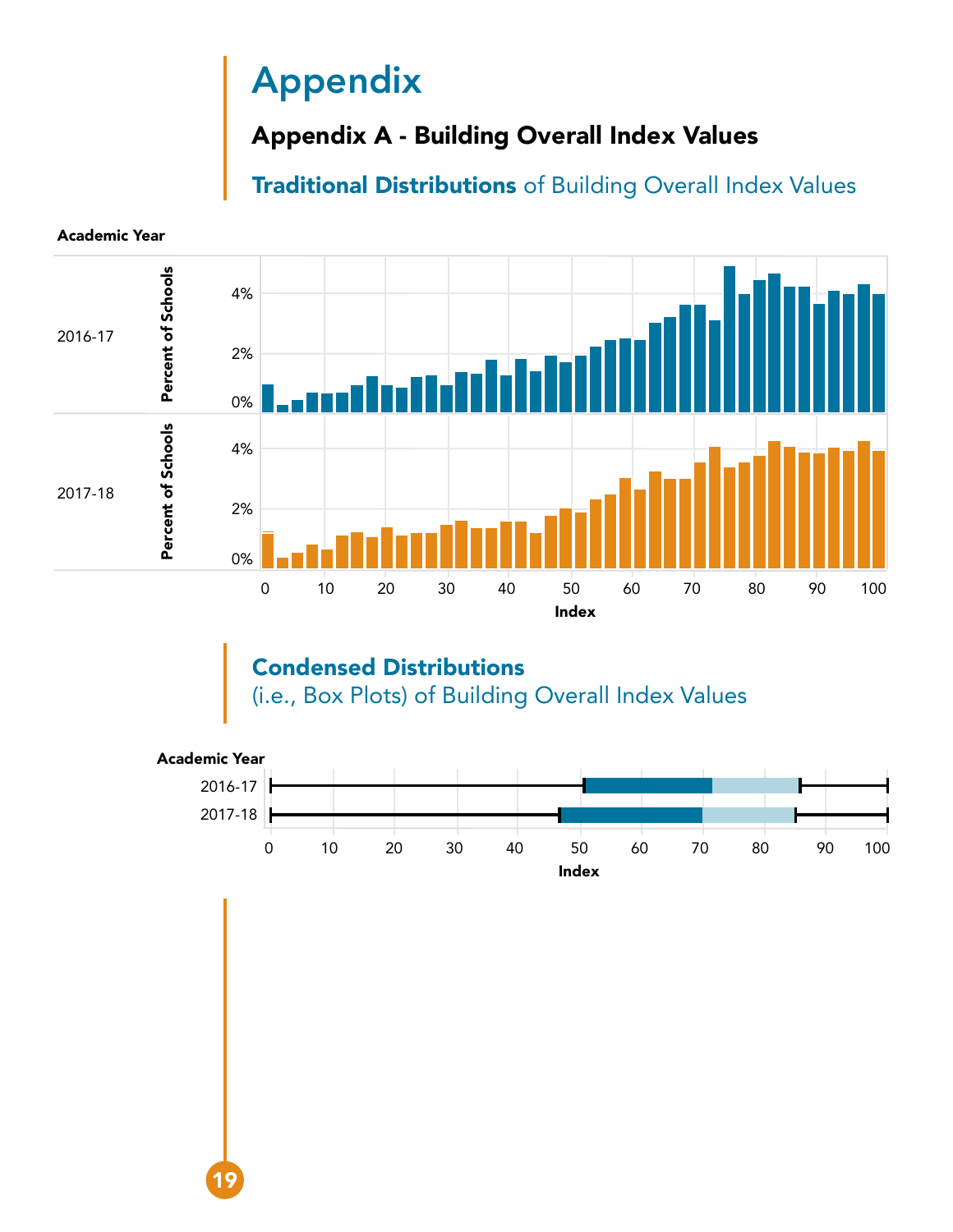# Appendix

## Appendix A - Building Overall Index Values

### **Traditional Distributions** of Building Overall Index Values

Academic Year

2016-17

Percent of Schools

4%

2%

0%

2017-18

Percent of Schools

4%

2%

0%

0 10 20 30 40 50 60 70 80 90 100

Index

### **Condensed Distributions** (i.e., Box Plots) of Building Overall Index Values

Academic Year

2016-17

2017-18

0 10 20 30 40 50 60 70 80 90 100

Index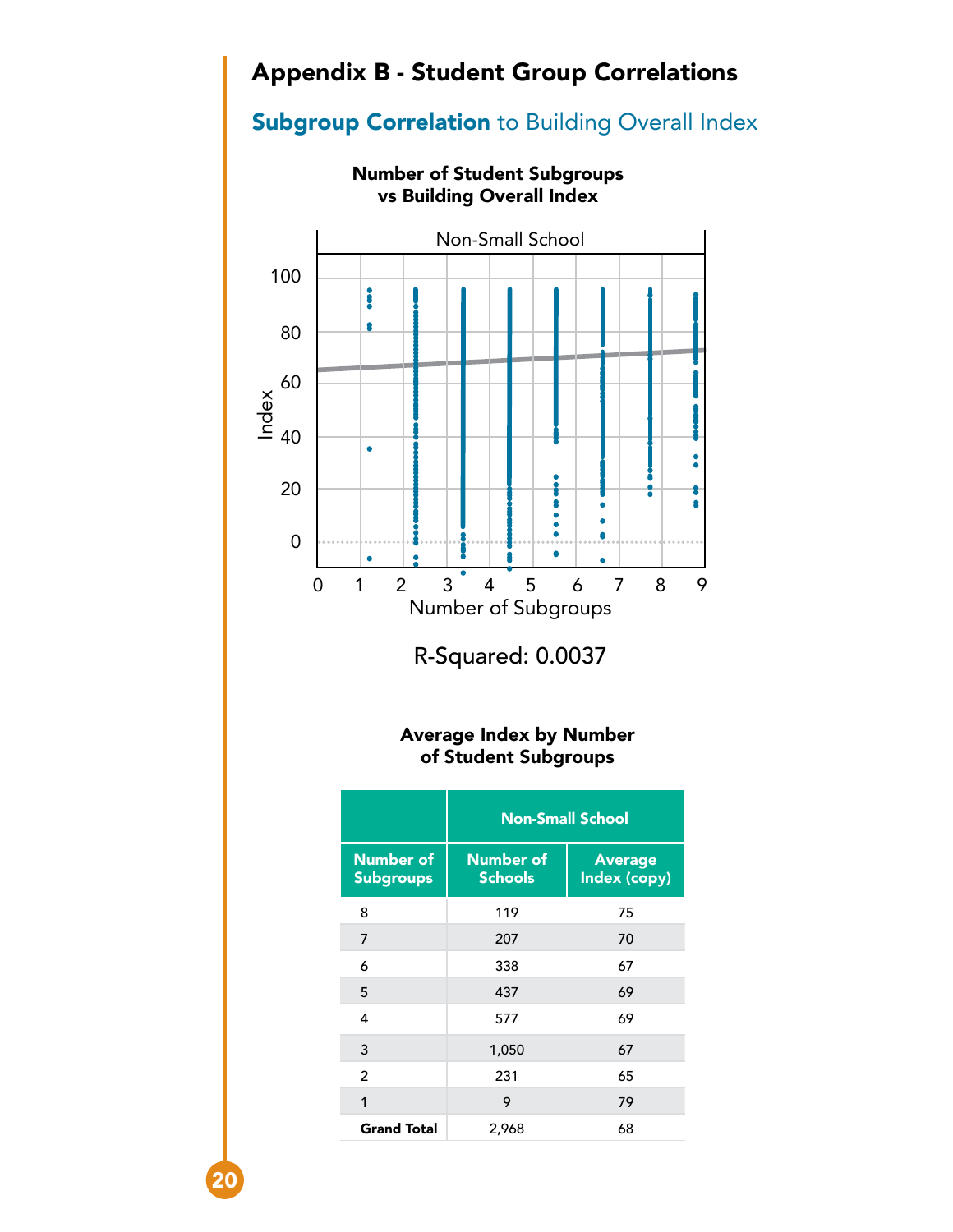# Appendix B - Student Group Correlations

## **Subgroup Correlation** to Building Overall Index

**Number of Student Subgroups vs Building Overall Index**

Non-Small School

R-Squared: 0.0037

**Average Index by Number of Student Subgroups**

| | Non-Small School | |
|---|---|---|
| **Number of Subgroups** | **Number of Schools** | **Average Index (copy)** |
| 8 | 119 | 75 |
| 7 | 207 | 70 |
| 6 | 338 | 67 |
| 5 | 437 | 69 |
| 4 | 577 | 69 |
| 3 | 1,050 | 67 |
| 2 | 231 | 65 |
| 1 | 9 | 79 |
| **Grand Total** | 2,968 | 68 |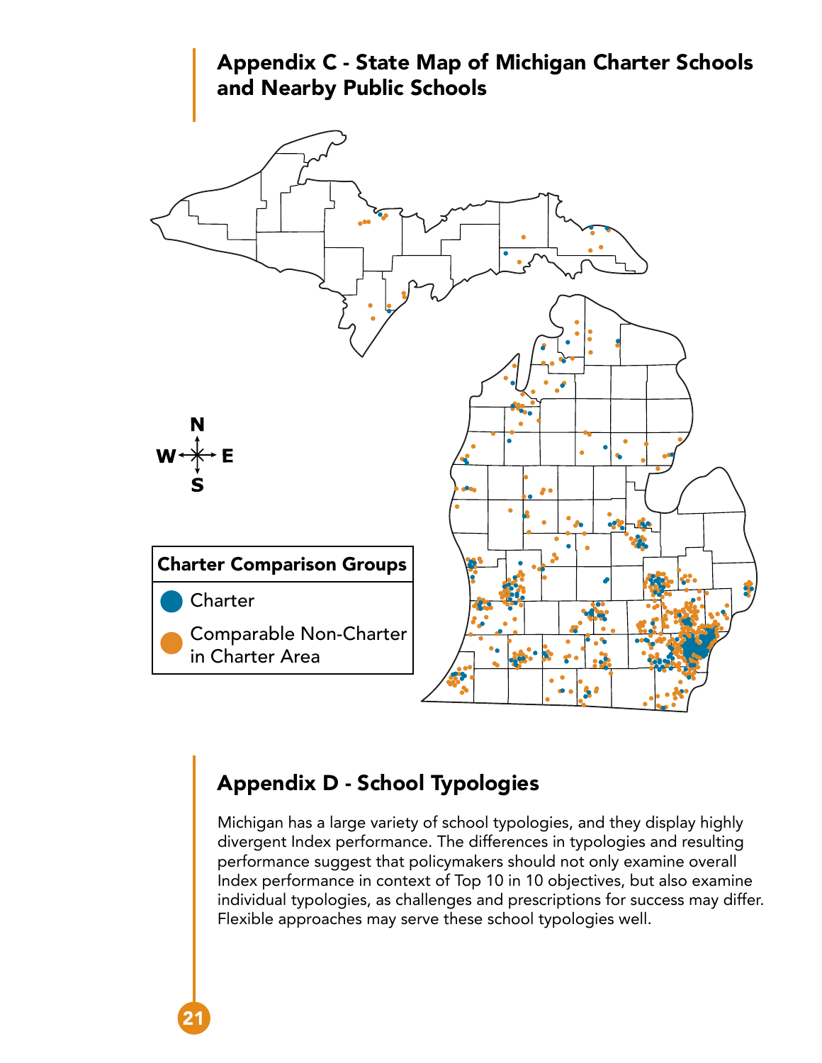## Appendix C - State Map of Michigan Charter Schools and Nearby Public Schools

**Charter Comparison Groups**

- Charter
- Comparable Non-Charter in Charter Area

## Appendix D - School Typologies

Michigan has a large variety of school typologies, and they display highly divergent Index performance. The differences in typologies and resulting performance suggest that policymakers should not only examine overall Index performance in context of Top 10 in 10 objectives, but also examine individual typologies, as challenges and prescriptions for success may differ. Flexible approaches may serve these school typologies well.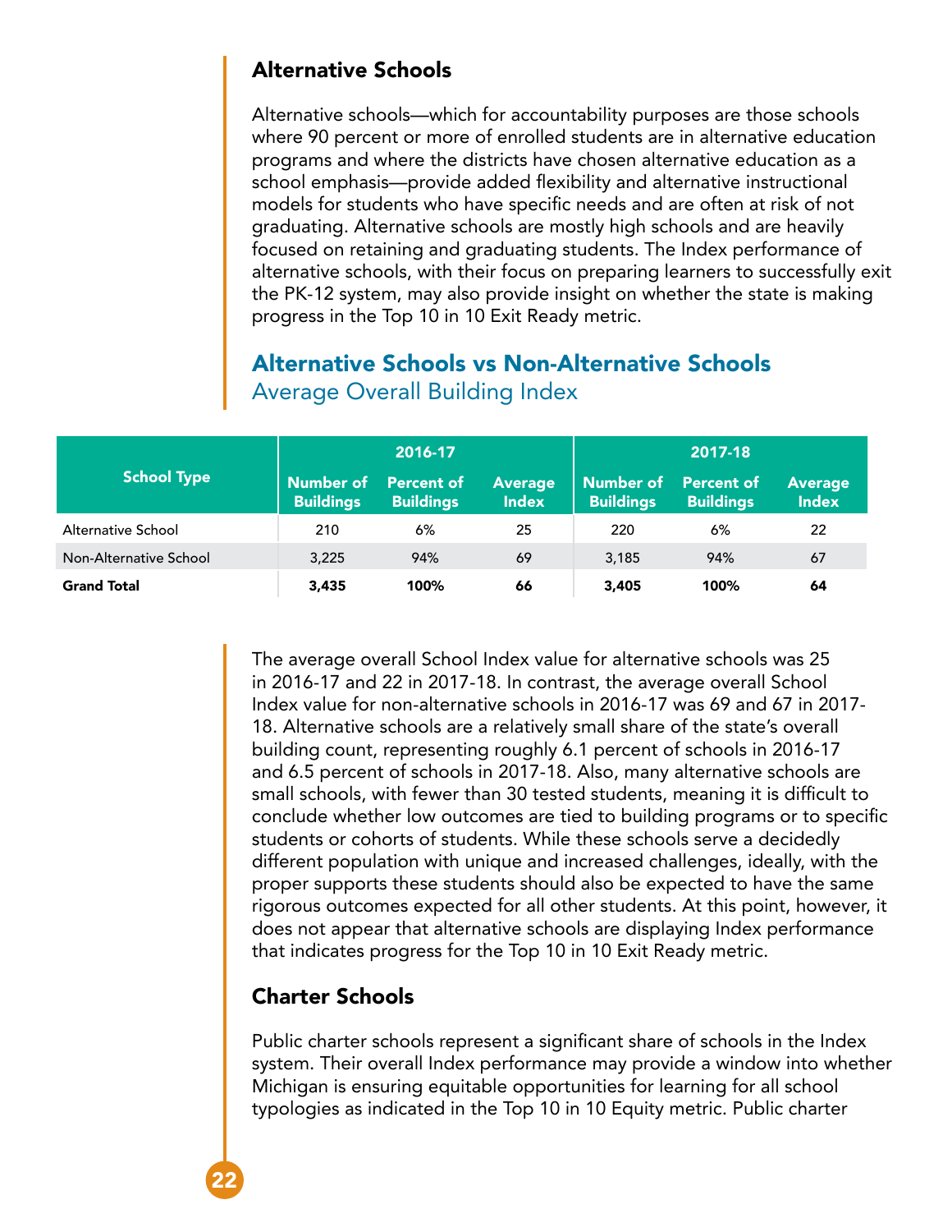## Alternative Schools

Alternative schools—which for accountability purposes are those schools where 90 percent or more of enrolled students are in alternative education programs and where the districts have chosen alternative education as a school emphasis—provide added flexibility and alternative instructional models for students who have specific needs and are often at risk of not graduating. Alternative schools are mostly high schools and are heavily focused on retaining and graduating students. The Index performance of alternative schools, with their focus on preparing learners to successfully exit the PK-12 system, may also provide insight on whether the state is making progress in the Top 10 in 10 Exit Ready metric.

### Alternative Schools vs Non-Alternative Schools

Average Overall Building Index

| School Type | 2016-17 | | | 2017-18 | | |
|---|---|---|---|---|---|---|
| | Number of Buildings | Percent of Buildings | Average Index | Number of Buildings | Percent of Buildings | Average Index |
| Alternative School | 210 | 6% | 25 | 220 | 6% | 22 |
| Non-Alternative School | 3,225 | 94% | 69 | 3,185 | 94% | 67 |
| **Grand Total** | **3,435** | **100%** | **66** | **3,405** | **100%** | **64** |

The average overall School Index value for alternative schools was 25 in 2016-17 and 22 in 2017-18. In contrast, the average overall School Index value for non-alternative schools in 2016-17 was 69 and 67 in 2017-18. Alternative schools are a relatively small share of the state's overall building count, representing roughly 6.1 percent of schools in 2016-17 and 6.5 percent of schools in 2017-18. Also, many alternative schools are small schools, with fewer than 30 tested students, meaning it is difficult to conclude whether low outcomes are tied to building programs or to specific students or cohorts of students. While these schools serve a decidedly different population with unique and increased challenges, ideally, with the proper supports these students should also be expected to have the same rigorous outcomes expected for all other students. At this point, however, it does not appear that alternative schools are displaying Index performance that indicates progress for the Top 10 in 10 Exit Ready metric.

## Charter Schools

Public charter schools represent a significant share of schools in the Index system. Their overall Index performance may provide a window into whether Michigan is ensuring equitable opportunities for learning for all school typologies as indicated in the Top 10 in 10 Equity metric. Public charter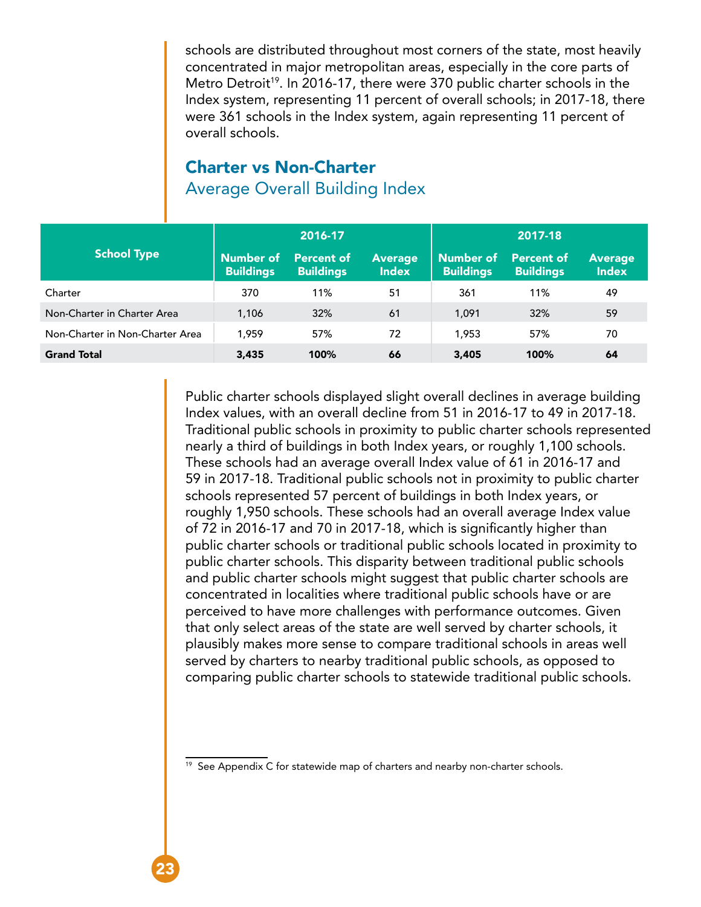schools are distributed throughout most corners of the state, most heavily concentrated in major metropolitan areas, especially in the core parts of Metro Detroit[19]. In 2016-17, there were 370 public charter schools in the Index system, representing 11 percent of overall schools; in 2017-18, there were 361 schools in the Index system, again representing 11 percent of overall schools.

## Charter vs Non-Charter

### Average Overall Building Index

| School Type | 2016-17 | | | 2017-18 | | |
|---|---|---|---|---|---|---|
| | Number of Buildings | Percent of Buildings | Average Index | Number of Buildings | Percent of Buildings | Average Index |
| Charter | 370 | 11% | 51 | 361 | 11% | 49 |
| Non-Charter in Charter Area | 1,106 | 32% | 61 | 1,091 | 32% | 59 |
| Non-Charter in Non-Charter Area | 1,959 | 57% | 72 | 1,953 | 57% | 70 |
| **Grand Total** | **3,435** | **100%** | **66** | **3,405** | **100%** | **64** |

Public charter schools displayed slight overall declines in average building Index values, with an overall decline from 51 in 2016-17 to 49 in 2017-18. Traditional public schools in proximity to public charter schools represented nearly a third of buildings in both Index years, or roughly 1,100 schools. These schools had an average overall Index value of 61 in 2016-17 and 59 in 2017-18. Traditional public schools not in proximity to public charter schools represented 57 percent of buildings in both Index years, or roughly 1,950 schools. These schools had an overall average Index value of 72 in 2016-17 and 70 in 2017-18, which is significantly higher than public charter schools or traditional public schools located in proximity to public charter schools. This disparity between traditional public schools and public charter schools might suggest that public charter schools are concentrated in localities where traditional public schools have or are perceived to have more challenges with performance outcomes. Given that only select areas of the state are well served by charter schools, it plausibly makes more sense to compare traditional schools in areas well served by charters to nearby traditional public schools, as opposed to comparing public charter schools to statewide traditional public schools.

[19] See Appendix C for statewide map of charters and nearby non-charter schools.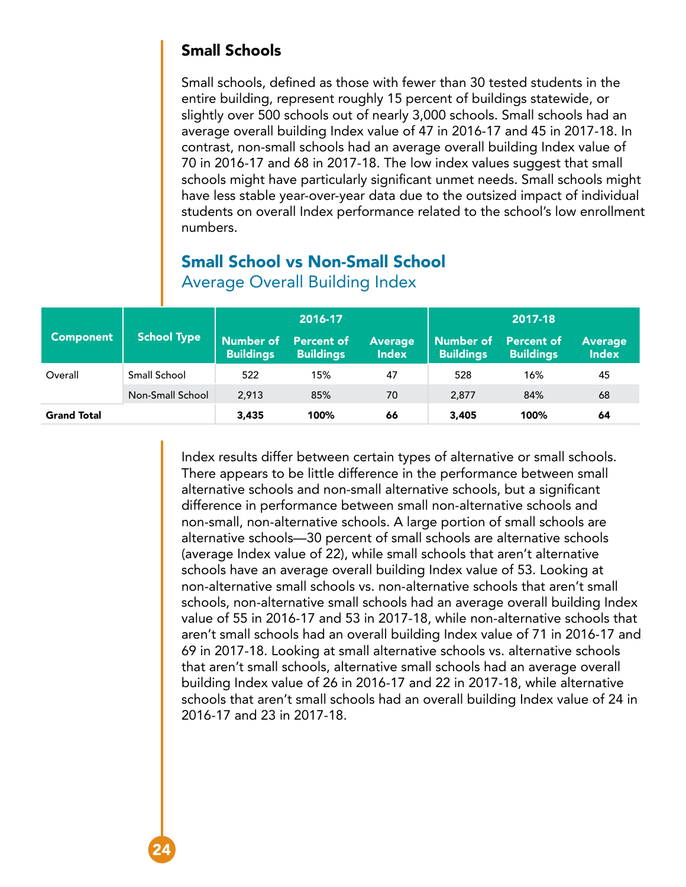## Small Schools

Small schools, defined as those with fewer than 30 tested students in the entire building, represent roughly 15 percent of buildings statewide, or slightly over 500 schools out of nearly 3,000 schools. Small schools had an average overall building Index value of 47 in 2016-17 and 45 in 2017-18. In contrast, non-small schools had an average overall building Index value of 70 in 2016-17 and 68 in 2017-18. The low index values suggest that small schools might have particularly significant unmet needs. Small schools might have less stable year-over-year data due to the outsized impact of individual students on overall Index performance related to the school's low enrollment numbers.

### Small School vs Non-Small School

Average Overall Building Index

| Component | School Type | 2016-17 | | | 2017-18 | | |
|---|---|---|---|---|---|---|---|
| | | Number of Buildings | Percent of Buildings | Average Index | Number of Buildings | Percent of Buildings | Average Index |
| Overall | Small School | 522 | 15% | 47 | 528 | 16% | 45 |
| | Non-Small School | 2,913 | 85% | 70 | 2,877 | 84% | 68 |
| **Grand Total** | | **3,435** | **100%** | **66** | **3,405** | **100%** | **64** |

Index results differ between certain types of alternative or small schools. There appears to be little difference in the performance between small alternative schools and non-small alternative schools, but a significant difference in performance between small non-alternative schools and non-small, non-alternative schools. A large portion of small schools are alternative schools—30 percent of small schools are alternative schools (average Index value of 22), while small schools that aren't alternative schools have an average overall building Index value of 53. Looking at non-alternative small schools vs. non-alternative schools that aren't small schools, non-alternative small schools had an average overall building Index value of 55 in 2016-17 and 53 in 2017-18, while non-alternative schools that aren't small schools had an overall building Index value of 71 in 2016-17 and 69 in 2017-18. Looking at small alternative schools vs. alternative schools that aren't small schools, alternative small schools had an average overall building Index value of 26 in 2016-17 and 22 in 2017-18, while alternative schools that aren't small schools had an overall building Index value of 24 in 2016-17 and 23 in 2017-18.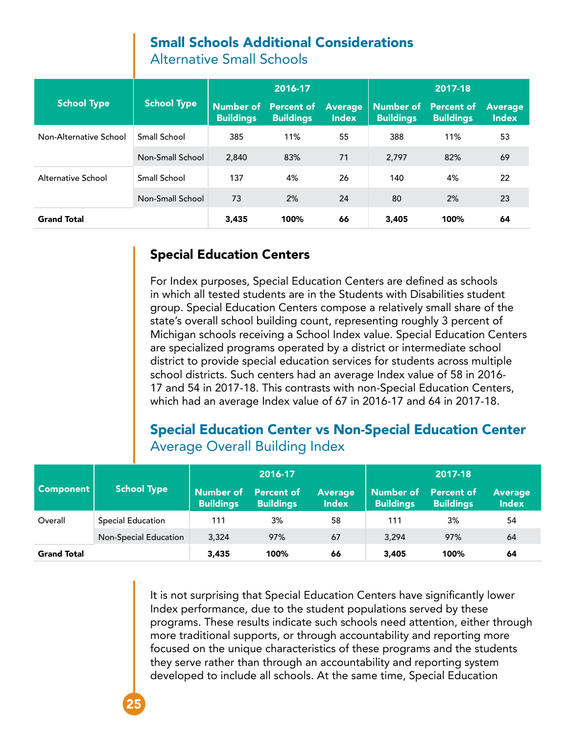## Small Schools Additional Considerations
### Alternative Small Schools

| School Type | School Type | 2016-17 | | | 2017-18 | | |
|---|---|---|---|---|---|---|---|
| | | Number of Buildings | Percent of Buildings | Average Index | Number of Buildings | Percent of Buildings | Average Index |
| Non-Alternative School | Small School | 385 | 11% | 55 | 388 | 11% | 53 |
| | Non-Small School | 2,840 | 83% | 71 | 2,797 | 82% | 69 |
| Alternative School | Small School | 137 | 4% | 26 | 140 | 4% | 22 |
| | Non-Small School | 73 | 2% | 24 | 80 | 2% | 23 |
| **Grand Total** | | **3,435** | **100%** | **66** | **3,405** | **100%** | **64** |

## Special Education Centers

For Index purposes, Special Education Centers are defined as schools in which all tested students are in the Students with Disabilities student group. Special Education Centers compose a relatively small share of the state's overall school building count, representing roughly 3 percent of Michigan schools receiving a School Index value. Special Education Centers are specialized programs operated by a district or intermediate school district to provide special education services for students across multiple school districts. Such centers had an average Index value of 58 in 2016-17 and 54 in 2017-18. This contrasts with non-Special Education Centers, which had an average Index value of 67 in 2016-17 and 64 in 2017-18.

## Special Education Center vs Non-Special Education Center
### Average Overall Building Index

| Component | School Type | 2016-17 | | | 2017-18 | | |
|---|---|---|---|---|---|---|---|
| | | Number of Buildings | Percent of Buildings | Average Index | Number of Buildings | Percent of Buildings | Average Index |
| Overall | Special Education | 111 | 3% | 58 | 111 | 3% | 54 |
| | Non-Special Education | 3,324 | 97% | 67 | 3,294 | 97% | 64 |
| **Grand Total** | | **3,435** | **100%** | **66** | **3,405** | **100%** | **64** |

It is not surprising that Special Education Centers have significantly lower Index performance, due to the student populations served by these programs. These results indicate such schools need attention, either through more traditional supports, or through accountability and reporting more focused on the unique characteristics of these programs and the students they serve rather than through an accountability and reporting system developed to include all schools. At the same time, Special Education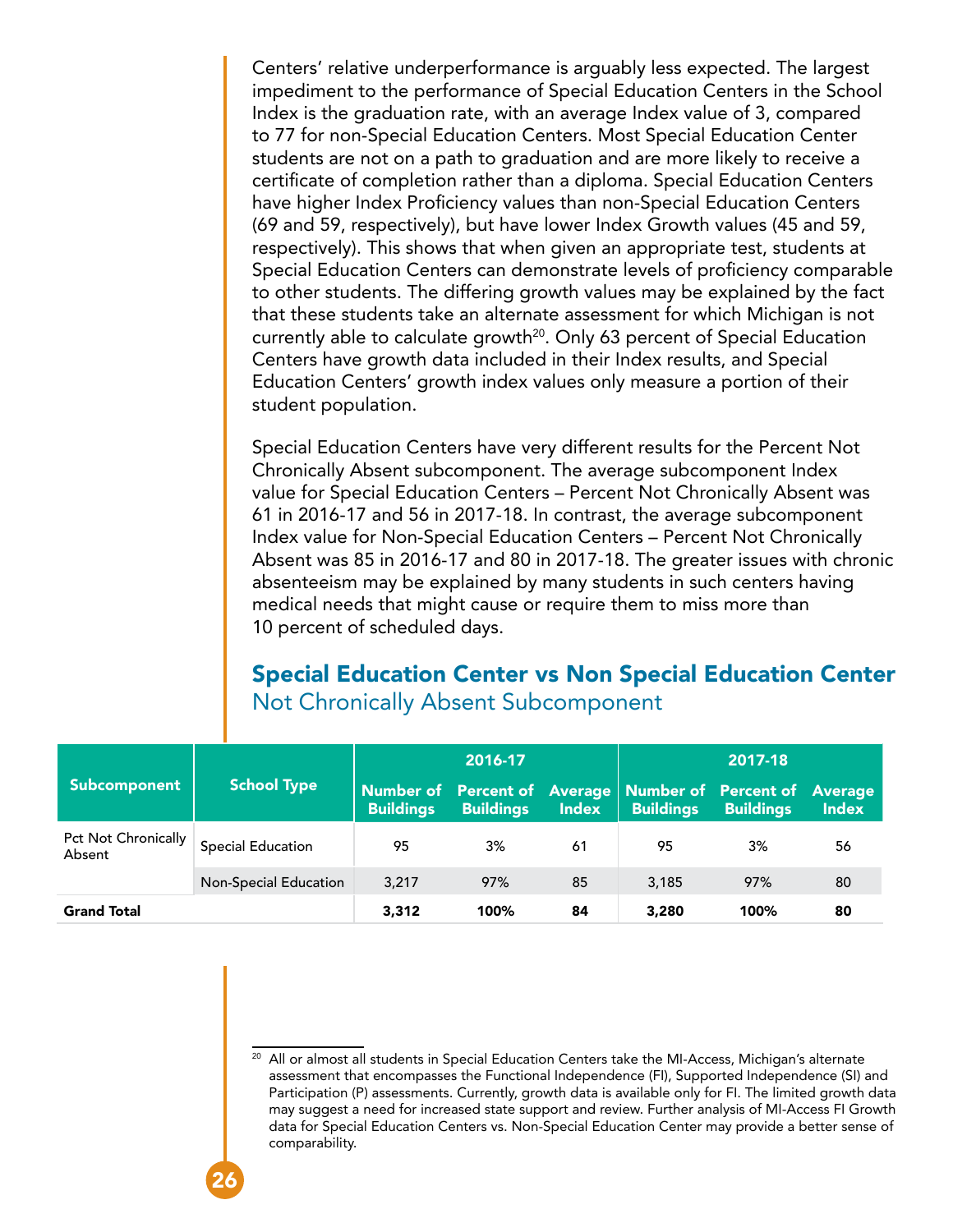Centers' relative underperformance is arguably less expected. The largest impediment to the performance of Special Education Centers in the School Index is the graduation rate, with an average Index value of 3, compared to 77 for non-Special Education Centers. Most Special Education Center students are not on a path to graduation and are more likely to receive a certificate of completion rather than a diploma. Special Education Centers have higher Index Proficiency values than non-Special Education Centers (69 and 59, respectively), but have lower Index Growth values (45 and 59, respectively). This shows that when given an appropriate test, students at Special Education Centers can demonstrate levels of proficiency comparable to other students. The differing growth values may be explained by the fact that these students take an alternate assessment for which Michigan is not currently able to calculate growth[20]. Only 63 percent of Special Education Centers have growth data included in their Index results, and Special Education Centers' growth index values only measure a portion of their student population.

Special Education Centers have very different results for the Percent Not Chronically Absent subcomponent. The average subcomponent Index value for Special Education Centers – Percent Not Chronically Absent was 61 in 2016-17 and 56 in 2017-18. In contrast, the average subcomponent Index value for Non-Special Education Centers – Percent Not Chronically Absent was 85 in 2016-17 and 80 in 2017-18. The greater issues with chronic absenteeism may be explained by many students in such centers having medical needs that might cause or require them to miss more than 10 percent of scheduled days.

## Special Education Center vs Non Special Education Center

### Not Chronically Absent Subcomponent

| Subcomponent | School Type | 2016-17 | | | 2017-18 | | |
|---|---|---|---|---|---|---|---|
| | | Number of Buildings | Percent of Buildings | Average Index | Number of Buildings | Percent of Buildings | Average Index |
| Pct Not Chronically Absent | Special Education | 95 | 3% | 61 | 95 | 3% | 56 |
| | Non-Special Education | 3,217 | 97% | 85 | 3,185 | 97% | 80 |
| **Grand Total** | | **3,312** | **100%** | **84** | **3,280** | **100%** | **80** |

[20] All or almost all students in Special Education Centers take the MI-Access, Michigan's alternate assessment that encompasses the Functional Independence (FI), Supported Independence (SI) and Participation (P) assessments. Currently, growth data is available only for FI. The limited growth data may suggest a need for increased state support and review. Further analysis of MI-Access FI Growth data for Special Education Centers vs. Non-Special Education Center may provide a better sense of comparability.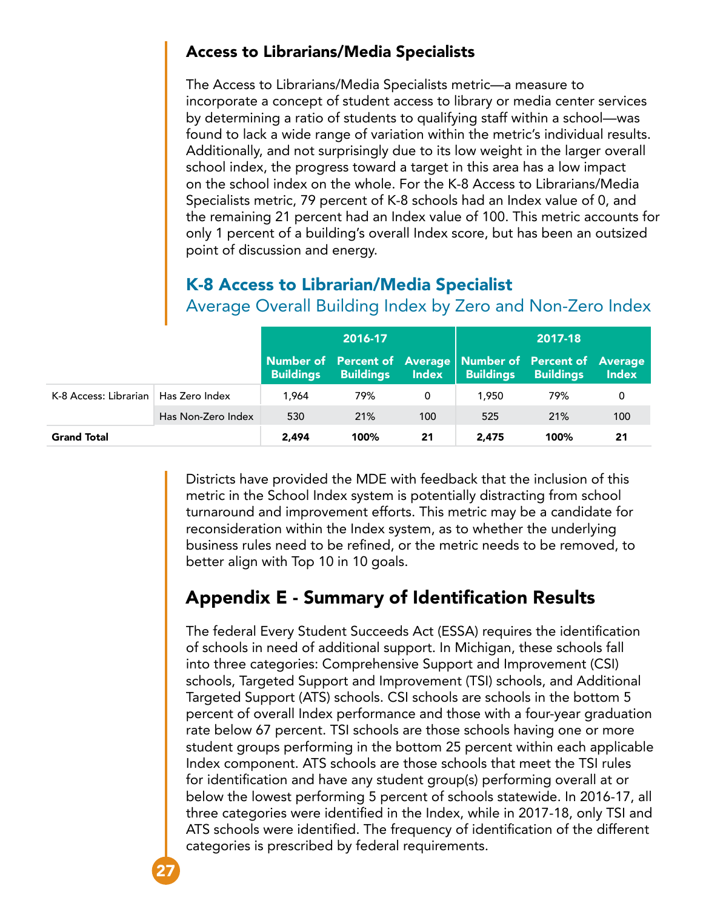### Access to Librarians/Media Specialists

The Access to Librarians/Media Specialists metric—a measure to incorporate a concept of student access to library or media center services by determining a ratio of students to qualifying staff within a school—was found to lack a wide range of variation within the metric's individual results. Additionally, and not surprisingly due to its low weight in the larger overall school index, the progress toward a target in this area has a low impact on the school index on the whole. For the K-8 Access to Librarians/Media Specialists metric, 79 percent of K-8 schools had an Index value of 0, and the remaining 21 percent had an Index value of 100. This metric accounts for only 1 percent of a building's overall Index score, but has been an outsized point of discussion and energy.

### K-8 Access to Librarian/Media Specialist

Average Overall Building Index by Zero and Non-Zero Index

| | | 2016-17 | | | 2017-18 | | |
|---|---|---|---|---|---|---|---|
| | | Number of Buildings | Percent of Buildings | Average Index | Number of Buildings | Percent of Buildings | Average Index |
| K-8 Access: Librarian | Has Zero Index | 1,964 | 79% | 0 | 1,950 | 79% | 0 |
| | Has Non-Zero Index | 530 | 21% | 100 | 525 | 21% | 100 |
| **Grand Total** | | **2,494** | **100%** | **21** | **2,475** | **100%** | **21** |

Districts have provided the MDE with feedback that the inclusion of this metric in the School Index system is potentially distracting from school turnaround and improvement efforts. This metric may be a candidate for reconsideration within the Index system, as to whether the underlying business rules need to be refined, or the metric needs to be removed, to better align with Top 10 in 10 goals.

## Appendix E - Summary of Identification Results

The federal Every Student Succeeds Act (ESSA) requires the identification of schools in need of additional support. In Michigan, these schools fall into three categories: Comprehensive Support and Improvement (CSI) schools, Targeted Support and Improvement (TSI) schools, and Additional Targeted Support (ATS) schools. CSI schools are schools in the bottom 5 percent of overall Index performance and those with a four-year graduation rate below 67 percent. TSI schools are those schools having one or more student groups performing in the bottom 25 percent within each applicable Index component. ATS schools are those schools that meet the TSI rules for identification and have any student group(s) performing overall at or below the lowest performing 5 percent of schools statewide. In 2016-17, all three categories were identified in the Index, while in 2017-18, only TSI and ATS schools were identified. The frequency of identification of the different categories is prescribed by federal requirements.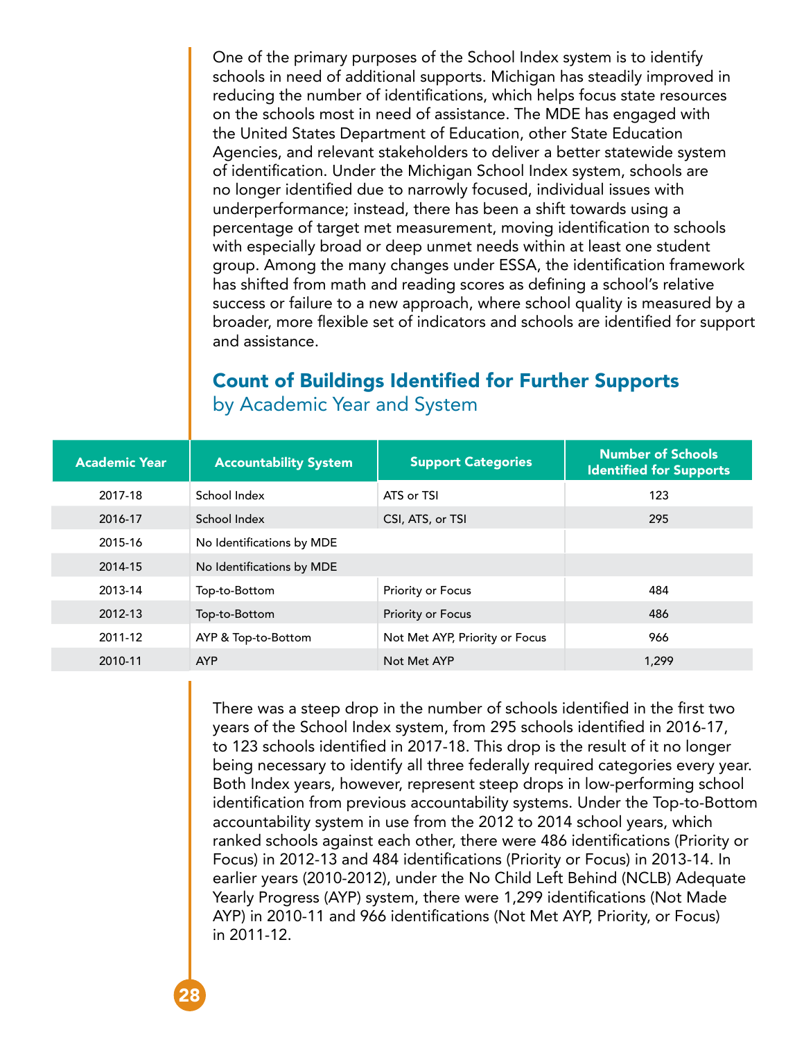One of the primary purposes of the School Index system is to identify schools in need of additional supports. Michigan has steadily improved in reducing the number of identifications, which helps focus state resources on the schools most in need of assistance. The MDE has engaged with the United States Department of Education, other State Education Agencies, and relevant stakeholders to deliver a better statewide system of identification. Under the Michigan School Index system, schools are no longer identified due to narrowly focused, individual issues with underperformance; instead, there has been a shift towards using a percentage of target met measurement, moving identification to schools with especially broad or deep unmet needs within at least one student group. Among the many changes under ESSA, the identification framework has shifted from math and reading scores as defining a school's relative success or failure to a new approach, where school quality is measured by a broader, more flexible set of indicators and schools are identified for support and assistance.

## Count of Buildings Identified for Further Supports
by Academic Year and System

| Academic Year | Accountability System | Support Categories | Number of Schools Identified for Supports |
|---|---|---|---|
| 2017-18 | School Index | ATS or TSI | 123 |
| 2016-17 | School Index | CSI, ATS, or TSI | 295 |
| 2015-16 | No Identifications by MDE | | |
| 2014-15 | No Identifications by MDE | | |
| 2013-14 | Top-to-Bottom | Priority or Focus | 484 |
| 2012-13 | Top-to-Bottom | Priority or Focus | 486 |
| 2011-12 | AYP & Top-to-Bottom | Not Met AYP, Priority or Focus | 966 |
| 2010-11 | AYP | Not Met AYP | 1,299 |

There was a steep drop in the number of schools identified in the first two years of the School Index system, from 295 schools identified in 2016-17, to 123 schools identified in 2017-18. This drop is the result of it no longer being necessary to identify all three federally required categories every year. Both Index years, however, represent steep drops in low-performing school identification from previous accountability systems. Under the Top-to-Bottom accountability system in use from the 2012 to 2014 school years, which ranked schools against each other, there were 486 identifications (Priority or Focus) in 2012-13 and 484 identifications (Priority or Focus) in 2013-14. In earlier years (2010-2012), under the No Child Left Behind (NCLB) Adequate Yearly Progress (AYP) system, there were 1,299 identifications (Not Made AYP) in 2010-11 and 966 identifications (Not Met AYP, Priority, or Focus) in 2011-12.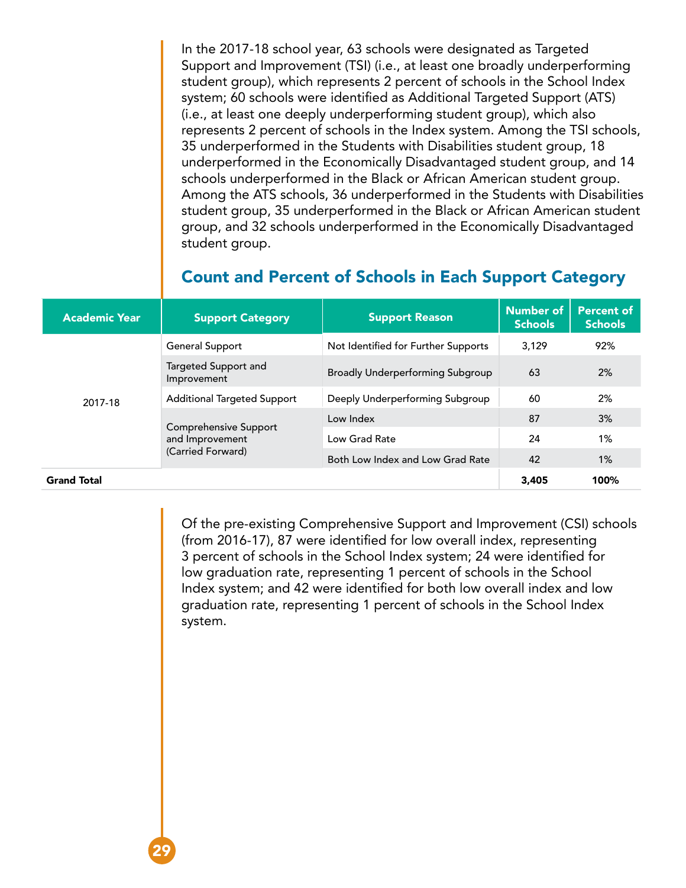In the 2017-18 school year, 63 schools were designated as Targeted Support and Improvement (TSI) (i.e., at least one broadly underperforming student group), which represents 2 percent of schools in the School Index system; 60 schools were identified as Additional Targeted Support (ATS) (i.e., at least one deeply underperforming student group), which also represents 2 percent of schools in the Index system. Among the TSI schools, 35 underperformed in the Students with Disabilities student group, 18 underperformed in the Economically Disadvantaged student group, and 14 schools underperformed in the Black or African American student group. Among the ATS schools, 36 underperformed in the Students with Disabilities student group, 35 underperformed in the Black or African American student group, and 32 schools underperformed in the Economically Disadvantaged student group.

## Count and Percent of Schools in Each Support Category

| Academic Year | Support Category | Support Reason | Number of Schools | Percent of Schools |
|---|---|---|---|---|
| 2017-18 | General Support | Not Identified for Further Supports | 3,129 | 92% |
| | Targeted Support and Improvement | Broadly Underperforming Subgroup | 63 | 2% |
| | Additional Targeted Support | Deeply Underperforming Subgroup | 60 | 2% |
| | Comprehensive Support and Improvement (Carried Forward) | Low Index | 87 | 3% |
| | | Low Grad Rate | 24 | 1% |
| | | Both Low Index and Low Grad Rate | 42 | 1% |
| **Grand Total** | | | **3,405** | **100%** |

Of the pre-existing Comprehensive Support and Improvement (CSI) schools (from 2016-17), 87 were identified for low overall index, representing 3 percent of schools in the School Index system; 24 were identified for low graduation rate, representing 1 percent of schools in the School Index system; and 42 were identified for both low overall index and low graduation rate, representing 1 percent of schools in the School Index system.